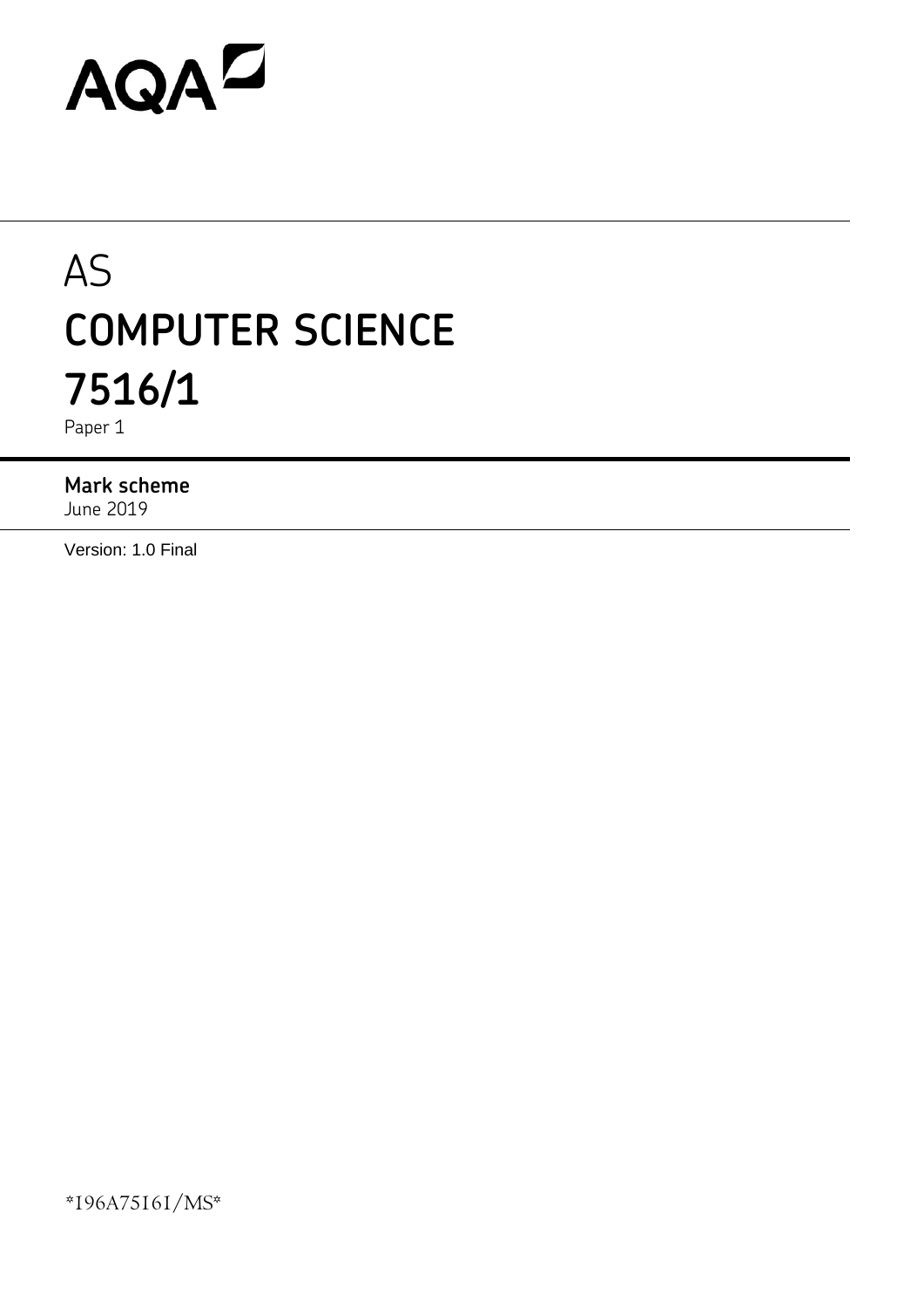AQA

# AS

# COMPUTER SCIENCE

# 7516/1

Paper 1

**Mark scheme**

June 2019

Version: 1.0 Final

*196A7516I/MS*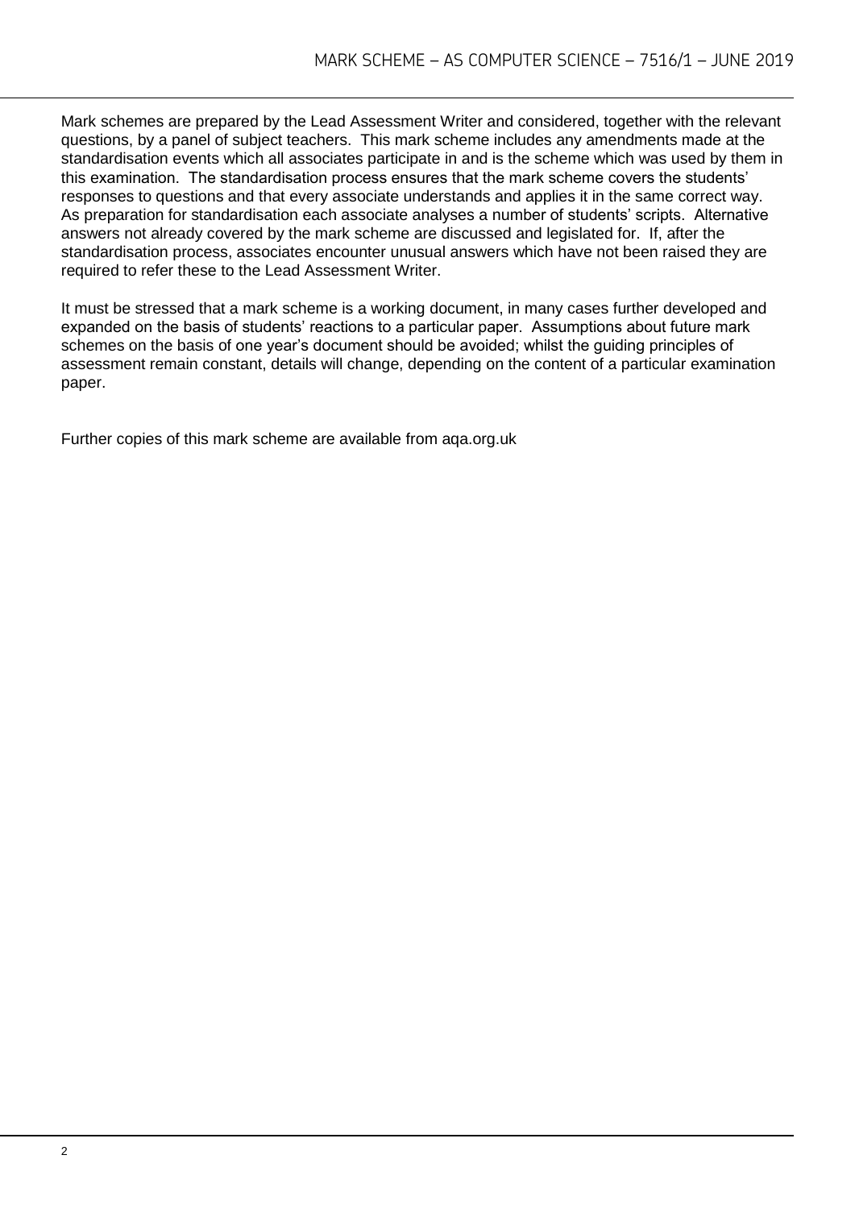Mark schemes are prepared by the Lead Assessment Writer and considered, together with the relevant questions, by a panel of subject teachers. This mark scheme includes any amendments made at the standardisation events which all associates participate in and is the scheme which was used by them in this examination. The standardisation process ensures that the mark scheme covers the students' responses to questions and that every associate understands and applies it in the same correct way. As preparation for standardisation each associate analyses a number of students' scripts. Alternative answers not already covered by the mark scheme are discussed and legislated for. If, after the standardisation process, associates encounter unusual answers which have not been raised they are required to refer these to the Lead Assessment Writer.

It must be stressed that a mark scheme is a working document, in many cases further developed and expanded on the basis of students' reactions to a particular paper. Assumptions about future mark schemes on the basis of one year's document should be avoided; whilst the guiding principles of assessment remain constant, details will change, depending on the content of a particular examination paper.

Further copies of this mark scheme are available from aqa.org.uk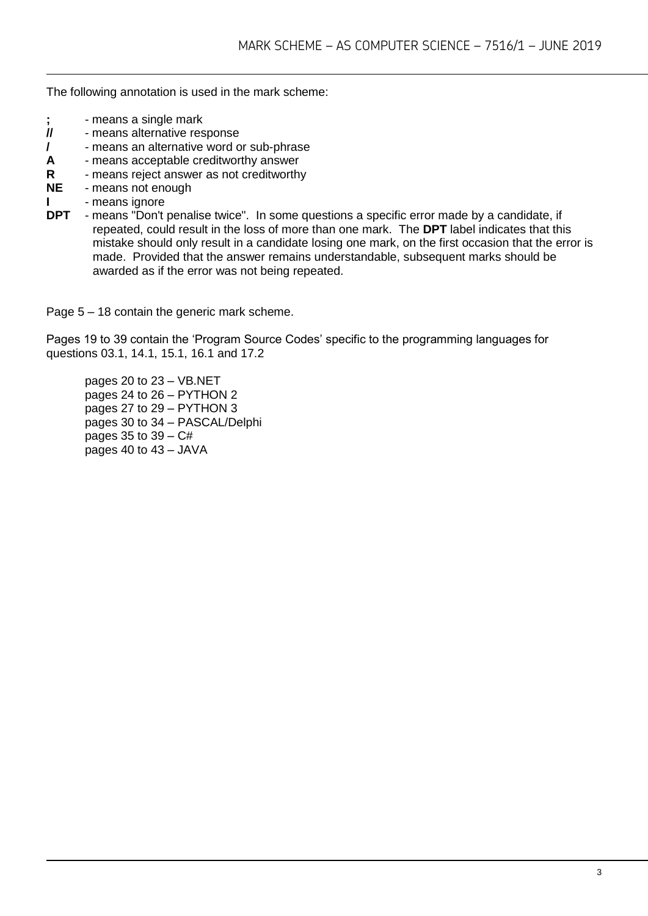The following annotation is used in the mark scheme:

- **;** - means a single mark
- **//** - means alternative response
- **/** - means an alternative word or sub-phrase
- **A** - means acceptable creditworthy answer
- **R** - means reject answer as not creditworthy
- **NE** - means not enough
- **I** - means ignore
- **DPT** - means "Don't penalise twice". In some questions a specific error made by a candidate, if repeated, could result in the loss of more than one mark. The **DPT** label indicates that this mistake should only result in a candidate losing one mark, on the first occasion that the error is made. Provided that the answer remains understandable, subsequent marks should be awarded as if the error was not being repeated.

Page 5 – 18 contain the generic mark scheme.

Pages 19 to 39 contain the 'Program Source Codes' specific to the programming languages for questions 03.1, 14.1, 15.1, 16.1 and 17.2

pages 20 to 23 – VB.NET
pages 24 to 26 – PYTHON 2
pages 27 to 29 – PYTHON 3
pages 30 to 34 – PASCAL/Delphi
pages 35 to 39 – C#
pages 40 to 43 – JAVA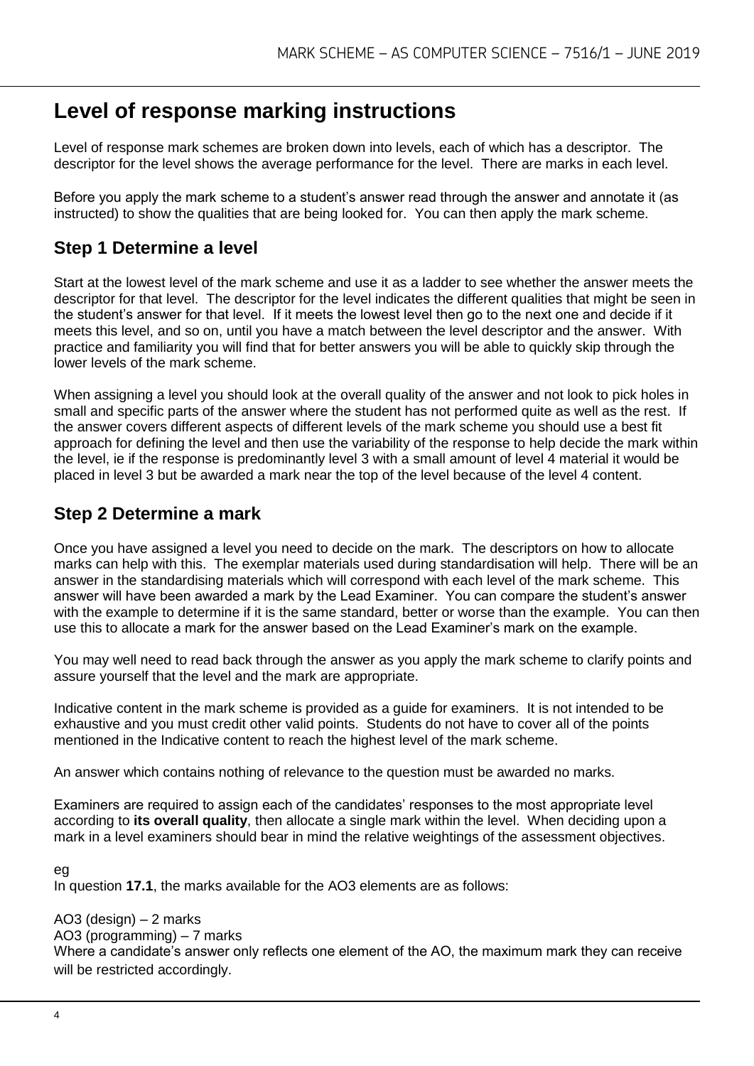# Level of response marking instructions

Level of response mark schemes are broken down into levels, each of which has a descriptor. The descriptor for the level shows the average performance for the level. There are marks in each level.

Before you apply the mark scheme to a student's answer read through the answer and annotate it (as instructed) to show the qualities that are being looked for. You can then apply the mark scheme.

## Step 1 Determine a level

Start at the lowest level of the mark scheme and use it as a ladder to see whether the answer meets the descriptor for that level. The descriptor for the level indicates the different qualities that might be seen in the student's answer for that level. If it meets the lowest level then go to the next one and decide if it meets this level, and so on, until you have a match between the level descriptor and the answer. With practice and familiarity you will find that for better answers you will be able to quickly skip through the lower levels of the mark scheme.

When assigning a level you should look at the overall quality of the answer and not look to pick holes in small and specific parts of the answer where the student has not performed quite as well as the rest. If the answer covers different aspects of different levels of the mark scheme you should use a best fit approach for defining the level and then use the variability of the response to help decide the mark within the level, ie if the response is predominantly level 3 with a small amount of level 4 material it would be placed in level 3 but be awarded a mark near the top of the level because of the level 4 content.

## Step 2 Determine a mark

Once you have assigned a level you need to decide on the mark. The descriptors on how to allocate marks can help with this. The exemplar materials used during standardisation will help. There will be an answer in the standardising materials which will correspond with each level of the mark scheme. This answer will have been awarded a mark by the Lead Examiner. You can compare the student's answer with the example to determine if it is the same standard, better or worse than the example. You can then use this to allocate a mark for the answer based on the Lead Examiner's mark on the example.

You may well need to read back through the answer as you apply the mark scheme to clarify points and assure yourself that the level and the mark are appropriate.

Indicative content in the mark scheme is provided as a guide for examiners. It is not intended to be exhaustive and you must credit other valid points. Students do not have to cover all of the points mentioned in the Indicative content to reach the highest level of the mark scheme.

An answer which contains nothing of relevance to the question must be awarded no marks.

Examiners are required to assign each of the candidates' responses to the most appropriate level according to **its overall quality**, then allocate a single mark within the level. When deciding upon a mark in a level examiners should bear in mind the relative weightings of the assessment objectives.

eg
In question **17.1**, the marks available for the AO3 elements are as follows:

AO3 (design) – 2 marks
AO3 (programming) – 7 marks
Where a candidate's answer only reflects one element of the AO, the maximum mark they can receive will be restricted accordingly.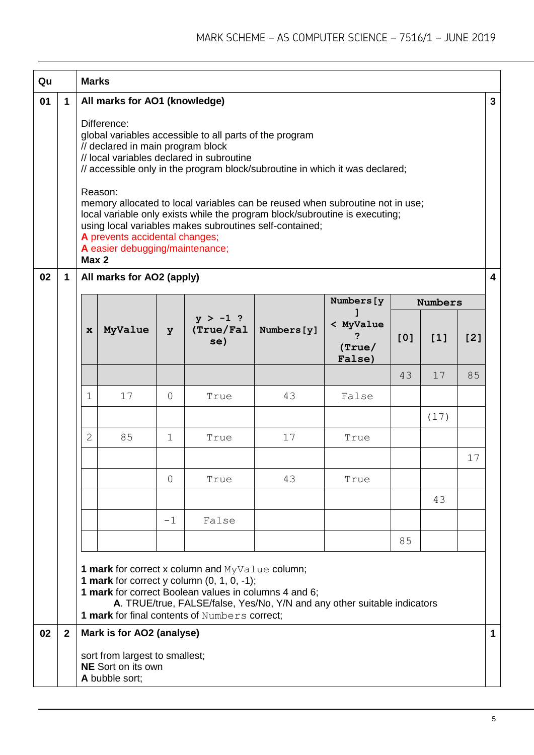| Qu | | Marks | |
|---|---|---|---|
| 01 | 1 | **All marks for AO1 (knowledge)**<br><br>Difference:<br>global variables accessible to all parts of the program<br>// declared in main program block<br>// local variables declared in subroutine<br>// accessible only in the program block/subroutine in which it was declared;<br><br>Reason:<br>memory allocated to local variables can be reused when subroutine not in use;<br>local variable only exists while the program block/subroutine is executing;<br>using local variables makes subroutines self-contained;<br>**A** prevents accidental changes;<br>**A** easier debugging/maintenance;<br>**Max 2** | 3 |
| 02 | 1 | **All marks for AO2 (apply)** (see table below) | 4 |

| x | MyValue | y | y > -1 ? (True/False) | Numbers[y] | Numbers[y] < MyValue ? (True/False) | Numbers [0] | Numbers [1] | Numbers [2] |
|---|---|---|---|---|---|---|---|---|
| | | | | | | 43 | 17 | 85 |
| 1 | 17 | 0 | True | 43 | False | | | |
| | | | | | | | (17) | |
| 2 | 85 | 1 | True | 17 | True | | | |
| | | | | | | | | 17 |
| | | 0 | True | 43 | True | | | |
| | | | | | | | 43 | |
| | | -1 | False | | | | | |
| | | | | | | 85 | | |

**1 mark** for correct x column and `MyValue` column;
**1 mark** for correct y column (0, 1, 0, -1);
**1 mark** for correct Boolean values in columns 4 and 6;
 **A**. TRUE/true, FALSE/false, Yes/No, Y/N and any other suitable indicators
**1 mark** for final contents of `Numbers` correct;

| Qu | | Marks | |
|---|---|---|---|
| 02 | 2 | **Mark is for AO2 (analyse)**<br><br>sort from largest to smallest;<br>**NE** Sort on its own<br>**A** bubble sort; | 1 |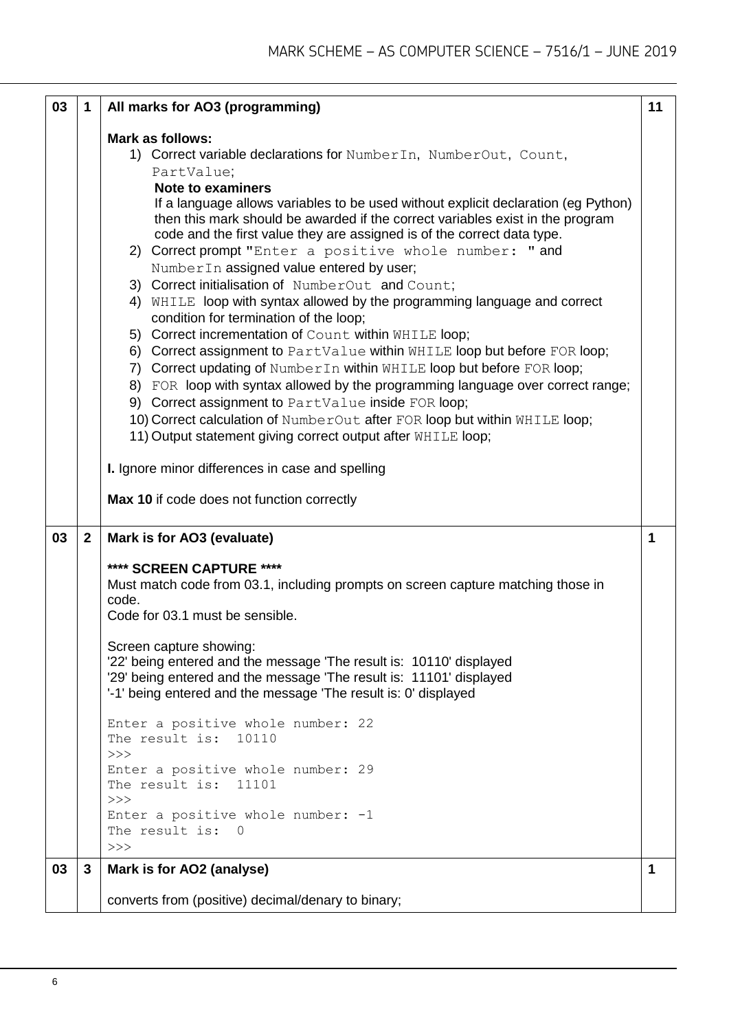| | | | |
|---|---|---|---|
| 03 | 1 | **All marks for AO3 (programming)**<br><br>**Mark as follows:**<br>1) Correct variable declarations for `NumberIn`, `NumberOut`, `Count`, `PartValue`;<br>**Note to examiners**<br>If a language allows variables to be used without explicit declaration (eg Python) then this mark should be awarded if the correct variables exist in the program code and the first value they are assigned is of the correct data type.<br>2) Correct prompt `"Enter a positive whole number: "` and `NumberIn` assigned value entered by user;<br>3) Correct initialisation of `NumberOut` and `Count`;<br>4) `WHILE` loop with syntax allowed by the programming language and correct condition for termination of the loop;<br>5) Correct incrementation of `Count` within `WHILE` loop;<br>6) Correct assignment to `PartValue` within `WHILE` loop but before `FOR` loop;<br>7) Correct updating of `NumberIn` within `WHILE` loop but before `FOR` loop;<br>8) `FOR` loop with syntax allowed by the programming language over correct range;<br>9) Correct assignment to `PartValue` inside `FOR` loop;<br>10) Correct calculation of `NumberOut` after `FOR` loop but within `WHILE` loop;<br>11) Output statement giving correct output after `WHILE` loop;<br><br>**I.** Ignore minor differences in case and spelling<br><br>**Max 10** if code does not function correctly | 11 |
| 03 | 2 | **Mark is for AO3 (evaluate)**<br><br>**\*\*\*\* SCREEN CAPTURE \*\*\*\***<br>Must match code from 03.1, including prompts on screen capture matching those in code.<br>Code for 03.1 must be sensible.<br><br>Screen capture showing:<br>'22' being entered and the message 'The result is: 10110' displayed<br>'29' being entered and the message 'The result is: 11101' displayed<br>'-1' being entered and the message 'The result is: 0' displayed<br><br>`Enter a positive whole number: 22`<br>`The result is:  10110`<br>`>>>`<br>`Enter a positive whole number: 29`<br>`The result is:  11101`<br>`>>>`<br>`Enter a positive whole number: -1`<br>`The result is:  0`<br>`>>>` | 1 |
| 03 | 3 | **Mark is for AO2 (analyse)**<br><br>converts from (positive) decimal/denary to binary; | 1 |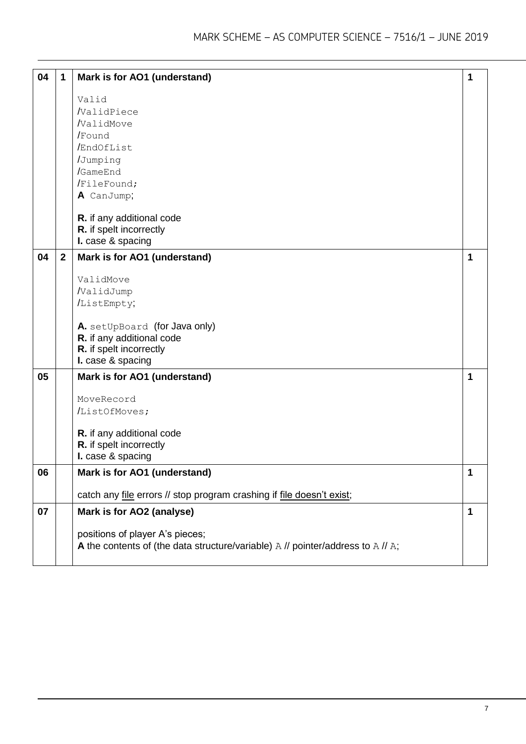| | | | |
|---|---|---|---|
| 04 | 1 | **Mark is for AO1 (understand)**<br><br>`Valid`<br>/`ValidPiece`<br>/`ValidMove`<br>/`Found`<br>/`EndOfList`<br>/`Jumping`<br>/`GameEnd`<br>/`FileFound`;<br>**A** `CanJump`;<br><br>**R.** if any additional code<br>**R.** if spelt incorrectly<br>**I.** case & spacing | 1 |
| 04 | 2 | **Mark is for AO1 (understand)**<br><br>`ValidMove`<br>/`ValidJump`<br>/`ListEmpty`;<br><br>**A.** `setUpBoard` (for Java only)<br>**R.** if any additional code<br>**R.** if spelt incorrectly<br>**I.** case & spacing | 1 |
| 05 | | **Mark is for AO1 (understand)**<br><br>`MoveRecord`<br>/`ListOfMoves`;<br><br>**R.** if any additional code<br>**R.** if spelt incorrectly<br>**I.** case & spacing | 1 |
| 06 | | **Mark is for AO1 (understand)**<br><br>catch any file errors // stop program crashing if file doesn't exist; | 1 |
| 07 | | **Mark is for AO2 (analyse)**<br><br>positions of player A's pieces;<br>**A** the contents of (the data structure/variable) `A` // pointer/address to `A` // `A`; | 1 |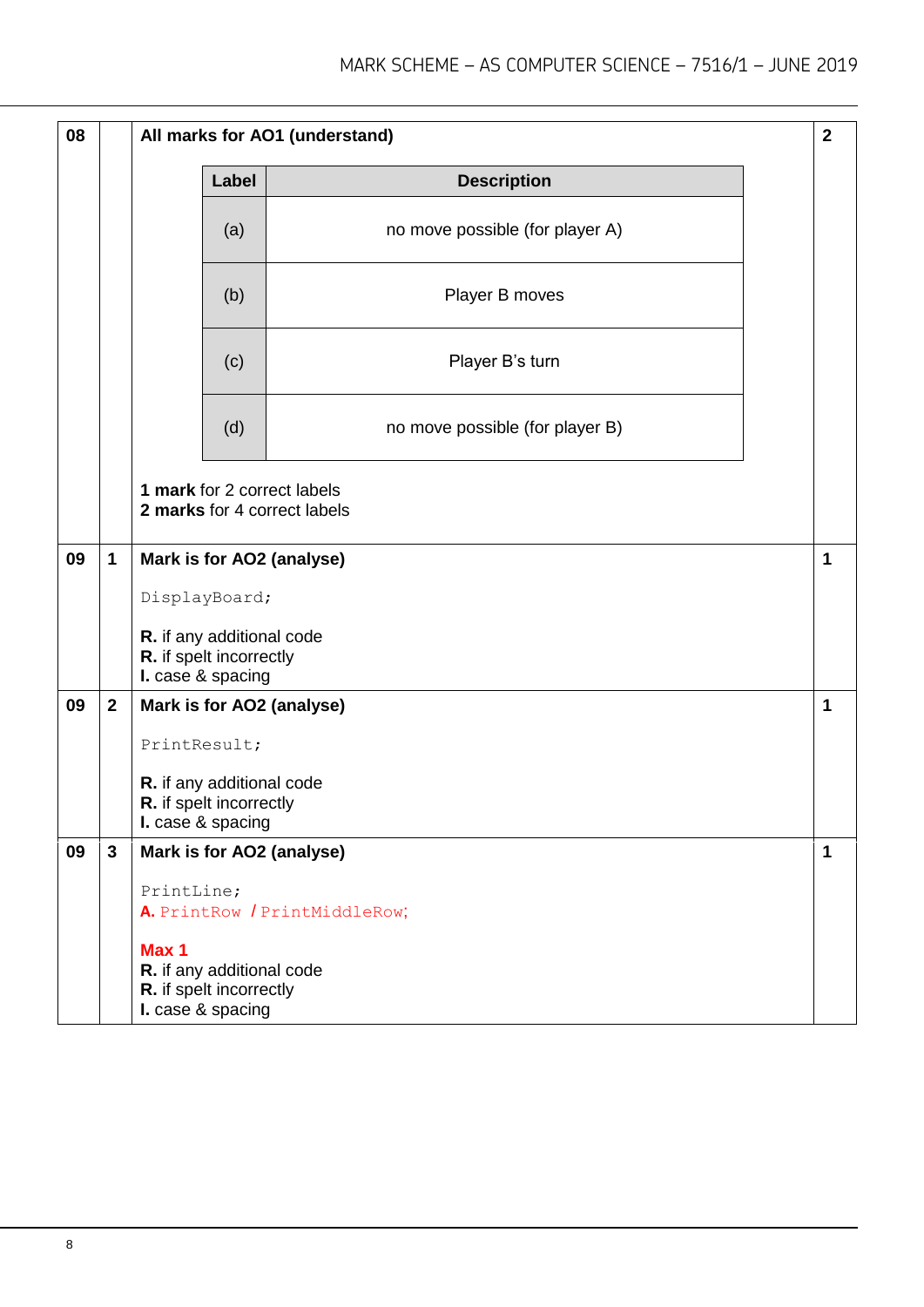| Qu | Part | Marking guidance | Total marks |
|---|---|---|---|
| 08 | | **All marks for AO1 (understand)**<br><br>(a) no move possible (for player A)<br>(b) Player B moves<br>(c) Player B's turn<br>(d) no move possible (for player B)<br><br>**1 mark** for 2 correct labels<br>**2 marks** for 4 correct labels | 2 |
| 09 | 1 | **Mark is for AO2 (analyse)**<br><br>`DisplayBoard;`<br><br>**R.** if any additional code<br>**R.** if spelt incorrectly<br>**I.** case & spacing | 1 |
| 09 | 2 | **Mark is for AO2 (analyse)**<br><br>`PrintResult;`<br><br>**R.** if any additional code<br>**R.** if spelt incorrectly<br>**I.** case & spacing | 1 |
| 09 | 3 | **Mark is for AO2 (analyse)**<br><br>`PrintLine;`<br>**A.** `PrintRow` / `PrintMiddleRow;`<br><br>**Max 1**<br>**R.** if any additional code<br>**R.** if spelt incorrectly<br>**I.** case & spacing | 1 |

Table for question 08:

| Label | Description |
|---|---|
| (a) | no move possible (for player A) |
| (b) | Player B moves |
| (c) | Player B's turn |
| (d) | no move possible (for player B) |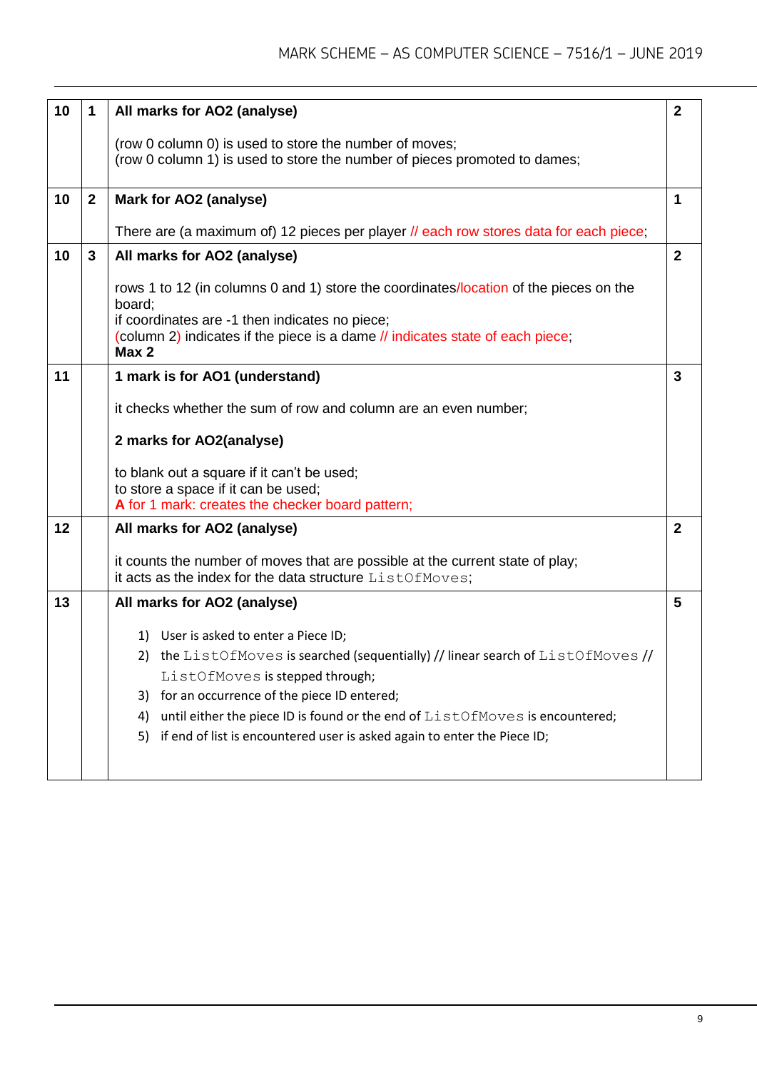| | | | |
|---|---|---|---|
| 10 | 1 | **All marks for AO2 (analyse)**<br><br>(row 0 column 0) is used to store the number of moves;<br>(row 0 column 1) is used to store the number of pieces promoted to dames; | 2 |
| 10 | 2 | **Mark for AO2 (analyse)**<br><br>There are (a maximum of) 12 pieces per player // each row stores data for each piece; | 1 |
| 10 | 3 | **All marks for AO2 (analyse)**<br><br>rows 1 to 12 (in columns 0 and 1) store the coordinates/location of the pieces on the board;<br>if coordinates are -1 then indicates no piece;<br>(column 2) indicates if the piece is a dame // indicates state of each piece;<br>**Max 2** | 2 |
| 11 | | **1 mark is for AO1 (understand)**<br><br>it checks whether the sum of row and column are an even number;<br><br>**2 marks for AO2(analyse)**<br><br>to blank out a square if it can't be used;<br>to store a space if it can be used;<br>**A** for 1 mark: creates the checker board pattern; | 3 |
| 12 | | **All marks for AO2 (analyse)**<br><br>it counts the number of moves that are possible at the current state of play;<br>it acts as the index for the data structure `ListOfMoves`; | 2 |
| 13 | | **All marks for AO2 (analyse)**<br><br>1) User is asked to enter a Piece ID;<br>2) the `ListOfMoves` is searched (sequentially) // linear search of `ListOfMoves` // `ListOfMoves` is stepped through;<br>3) for an occurrence of the piece ID entered;<br>4) until either the piece ID is found or the end of `ListOfMoves` is encountered;<br>5) if end of list is encountered user is asked again to enter the Piece ID; | 5 |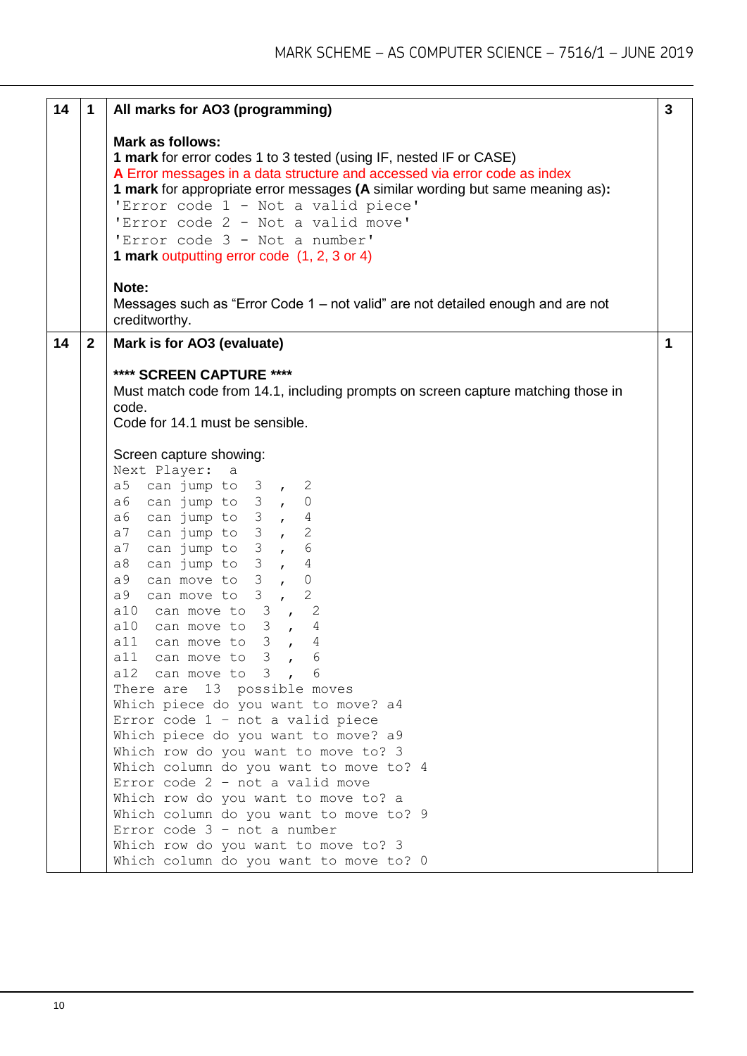| | | | |
|---|---|---|---|
| 14 | 1 | **All marks for AO3 (programming)**<br><br>**Mark as follows:**<br>**1 mark** for error codes 1 to 3 tested (using IF, nested IF or CASE)<br>**A** Error messages in a data structure and accessed via error code as index<br>**1 mark** for appropriate error messages **(A** similar wording but same meaning as)**:**<br>`'Error code 1 - Not a valid piece'`<br>`'Error code 2 - Not a valid move'`<br>`'Error code 3 - Not a number'`<br>**1 mark** outputting error code (1, 2, 3 or 4)<br><br>**Note:**<br>Messages such as "Error Code 1 – not valid" are not detailed enough and are not creditworthy. | 3 |
| 14 | 2 | **Mark is for AO3 (evaluate)**<br><br>**\*\*\*\* SCREEN CAPTURE \*\*\*\***<br>Must match code from 14.1, including prompts on screen capture matching those in code.<br>Code for 14.1 must be sensible.<br><br>Screen capture showing:<br>`Next Player:  a`<br>`a5  can jump to  3 , 2`<br>`a6  can jump to  3 , 0`<br>`a6  can jump to  3 , 4`<br>`a7  can jump to  3 , 2`<br>`a7  can jump to  3 , 6`<br>`a8  can jump to  3 , 4`<br>`a9  can move to  3 , 0`<br>`a9  can move to  3 , 2`<br>`a10  can move to  3 , 2`<br>`a10  can move to  3 , 4`<br>`a11  can move to  3 , 4`<br>`a11  can move to  3 , 6`<br>`a12  can move to  3 , 6`<br>`There are  13  possible moves`<br>`Which piece do you want to move? a4`<br>`Error code 1 - not a valid piece`<br>`Which piece do you want to move? a9`<br>`Which row do you want to move to? 3`<br>`Which column do you want to move to? 4`<br>`Error code 2 - not a valid move`<br>`Which row do you want to move to? a`<br>`Which column do you want to move to? 9`<br>`Error code 3 - not a number`<br>`Which row do you want to move to? 3`<br>`Which column do you want to move to? 0` | 1 |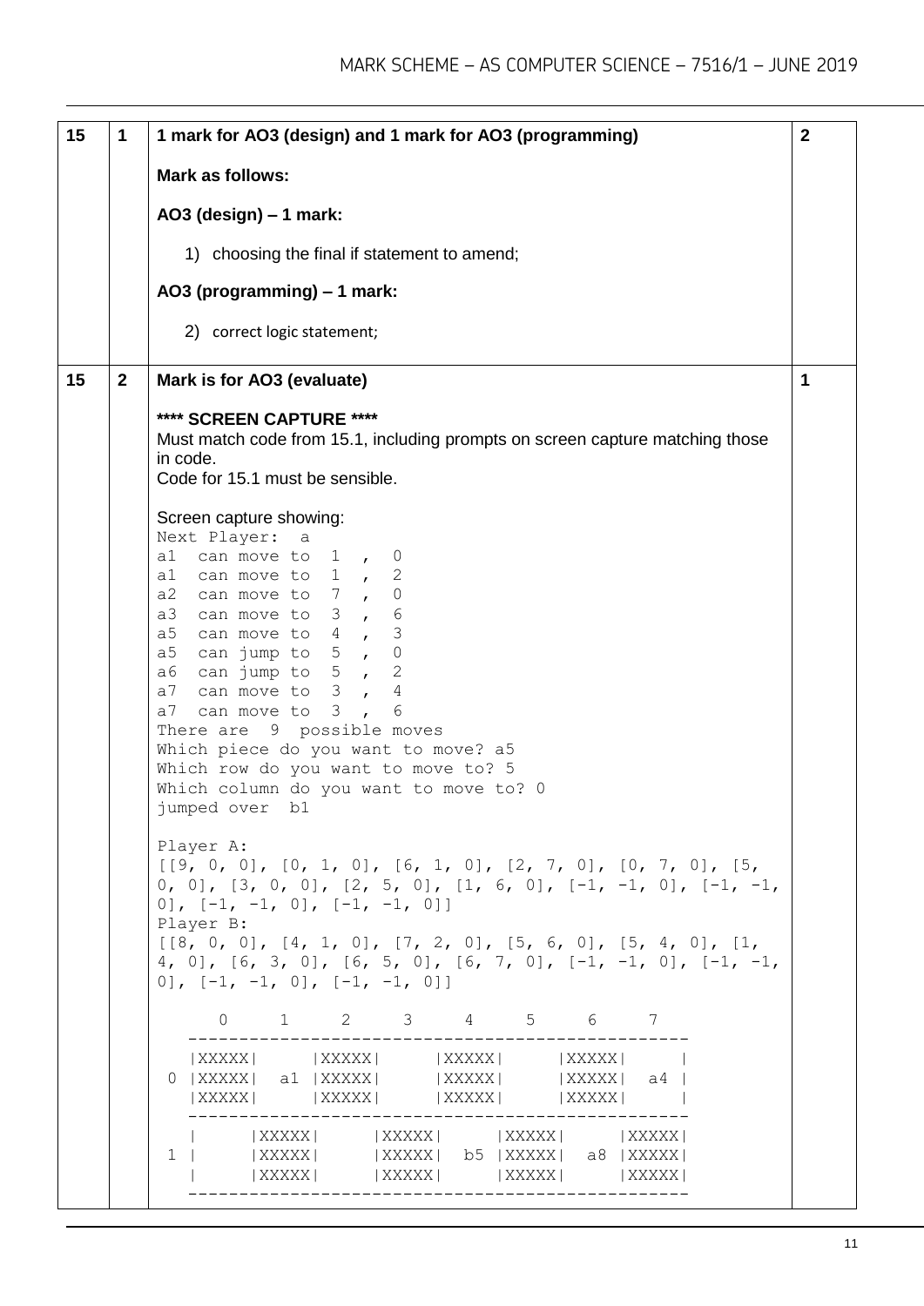| Question | Part | Marking guidance | Total marks |
|---|---|---|---|
| 15 | 1 | **1 mark for AO3 (design) and 1 mark for AO3 (programming)**<br><br>**Mark as follows:**<br><br>**AO3 (design) – 1 mark:**<br><br>1) choosing the final if statement to amend;<br><br>**AO3 (programming) – 1 mark:**<br><br>2) correct logic statement; | 2 |
| 15 | 2 | **Mark is for AO3 (evaluate)**<br><br>**\*\*\*\* SCREEN CAPTURE \*\*\*\***<br>Must match code from 15.1, including prompts on screen capture matching those in code.<br>Code for 15.1 must be sensible.<br><br>Screen capture showing: (see below) | 1 |

```
Next Player:  a
a1  can move to  1  ,  0
a1  can move to  1  ,  2
a2  can move to  7  ,  0
a3  can move to  3  ,  6
a5  can move to  4  ,  3
a5  can jump to  5  ,  0
a6  can jump to  5  ,  2
a7  can move to  3  ,  4
a7  can move to  3  ,  6
There are  9  possible moves
Which piece do you want to move? a5
Which row do you want to move to? 5
Which column do you want to move to? 0
jumped over  b1

Player A:
[[9, 0, 0], [0, 1, 0], [6, 1, 0], [2, 7, 0], [0, 7, 0], [5,
0, 0], [3, 0, 0], [2, 5, 0], [1, 6, 0], [-1, -1, 0], [-1, -1,
0], [-1, -1, 0], [-1, -1, 0]]
Player B:
[[8, 0, 0], [4, 1, 0], [7, 2, 0], [5, 6, 0], [5, 4, 0], [1,
4, 0], [6, 3, 0], [6, 5, 0], [6, 7, 0], [-1, -1, 0], [-1, -1,
0], [-1, -1, 0], [-1, -1, 0]]

      0     1     2     3     4     5     6     7
   -------------------------------------------------
   |XXXXX|     |XXXXX|     |XXXXX|     |XXXXX|     |
 0 |XXXXX|  a1 |XXXXX|     |XXXXX|     |XXXXX|  a4 |
   |XXXXX|     |XXXXX|     |XXXXX|     |XXXXX|     |
   -------------------------------------------------
   |     |XXXXX|     |XXXXX|     |XXXXX|     |XXXXX|
 1 |     |XXXXX|     |XXXXX|  b5 |XXXXX|  a8 |XXXXX|
   |     |XXXXX|     |XXXXX|     |XXXXX|     |XXXXX|
   -------------------------------------------------
```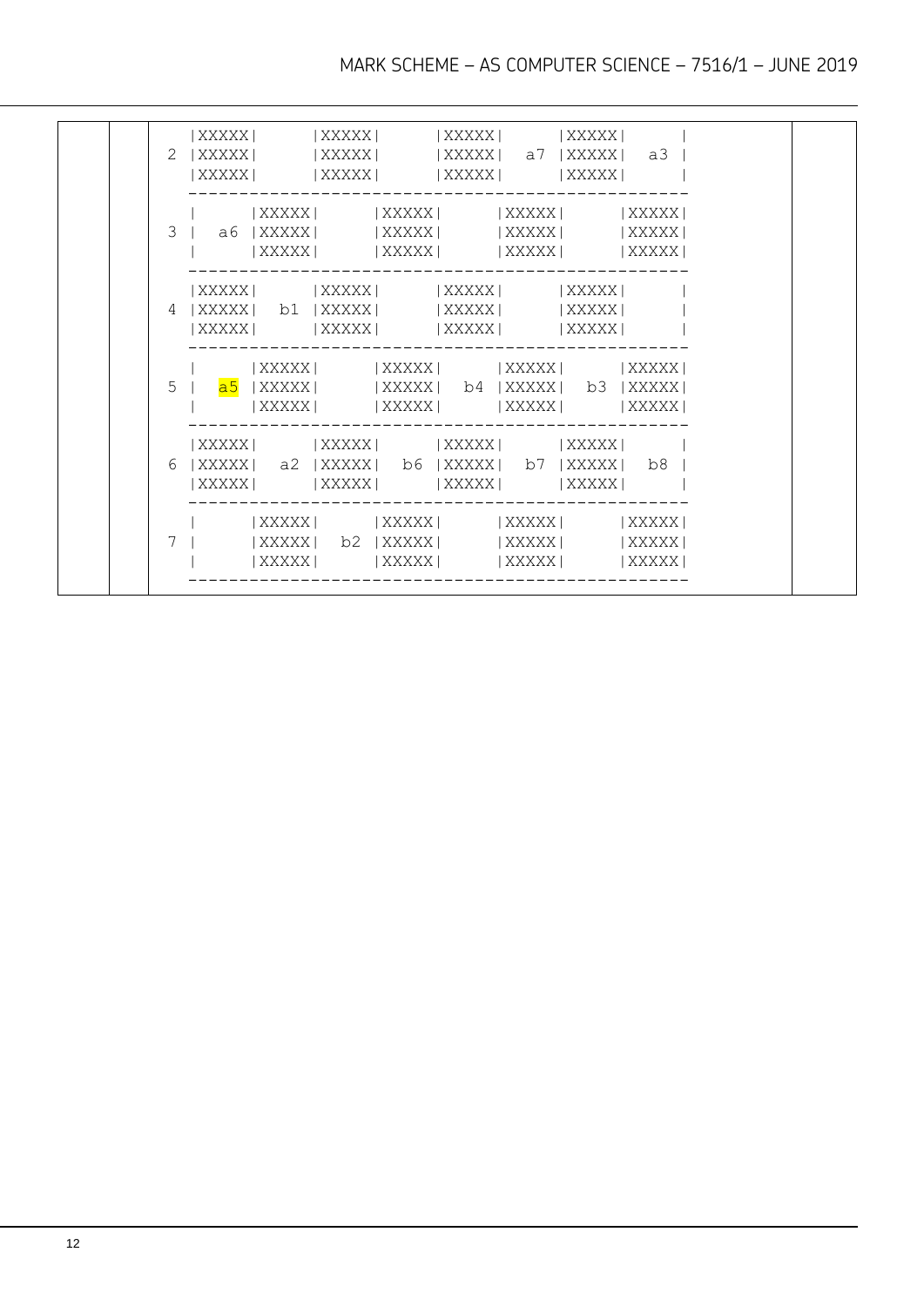```
  |XXXXX|     |XXXXX|     |XXXXX|     |XXXXX|     |
2 |XXXXX|     |XXXXX|     |XXXXX|  a7 |XXXXX|  a3 |
  |XXXXX|     |XXXXX|     |XXXXX|     |XXXXX|     |
  -------------------------------------------------
  |     |XXXXX|     |XXXXX|     |XXXXX|     |XXXXX|
3 |  a6 |XXXXX|     |XXXXX|     |XXXXX|     |XXXXX|
  |     |XXXXX|     |XXXXX|     |XXXXX|     |XXXXX|
  -------------------------------------------------
  |XXXXX|     |XXXXX|     |XXXXX|     |XXXXX|     |
4 |XXXXX|  b1 |XXXXX|     |XXXXX|     |XXXXX|     |
  |XXXXX|     |XXXXX|     |XXXXX|     |XXXXX|     |
  -------------------------------------------------
  |     |XXXXX|     |XXXXX|     |XXXXX|     |XXXXX|
5 |  a5 |XXXXX|     |XXXXX|  b4 |XXXXX|  b3 |XXXXX|
  |     |XXXXX|     |XXXXX|     |XXXXX|     |XXXXX|
  -------------------------------------------------
  |XXXXX|     |XXXXX|     |XXXXX|     |XXXXX|     |
6 |XXXXX|  a2 |XXXXX|  b6 |XXXXX|  b7 |XXXXX|  b8 |
  |XXXXX|     |XXXXX|     |XXXXX|     |XXXXX|     |
  -------------------------------------------------
  |     |XXXXX|     |XXXXX|     |XXXXX|     |XXXXX|
7 |     |XXXXX|  b2 |XXXXX|     |XXXXX|     |XXXXX|
  |     |XXXXX|     |XXXXX|     |XXXXX|     |XXXXX|
  -------------------------------------------------
```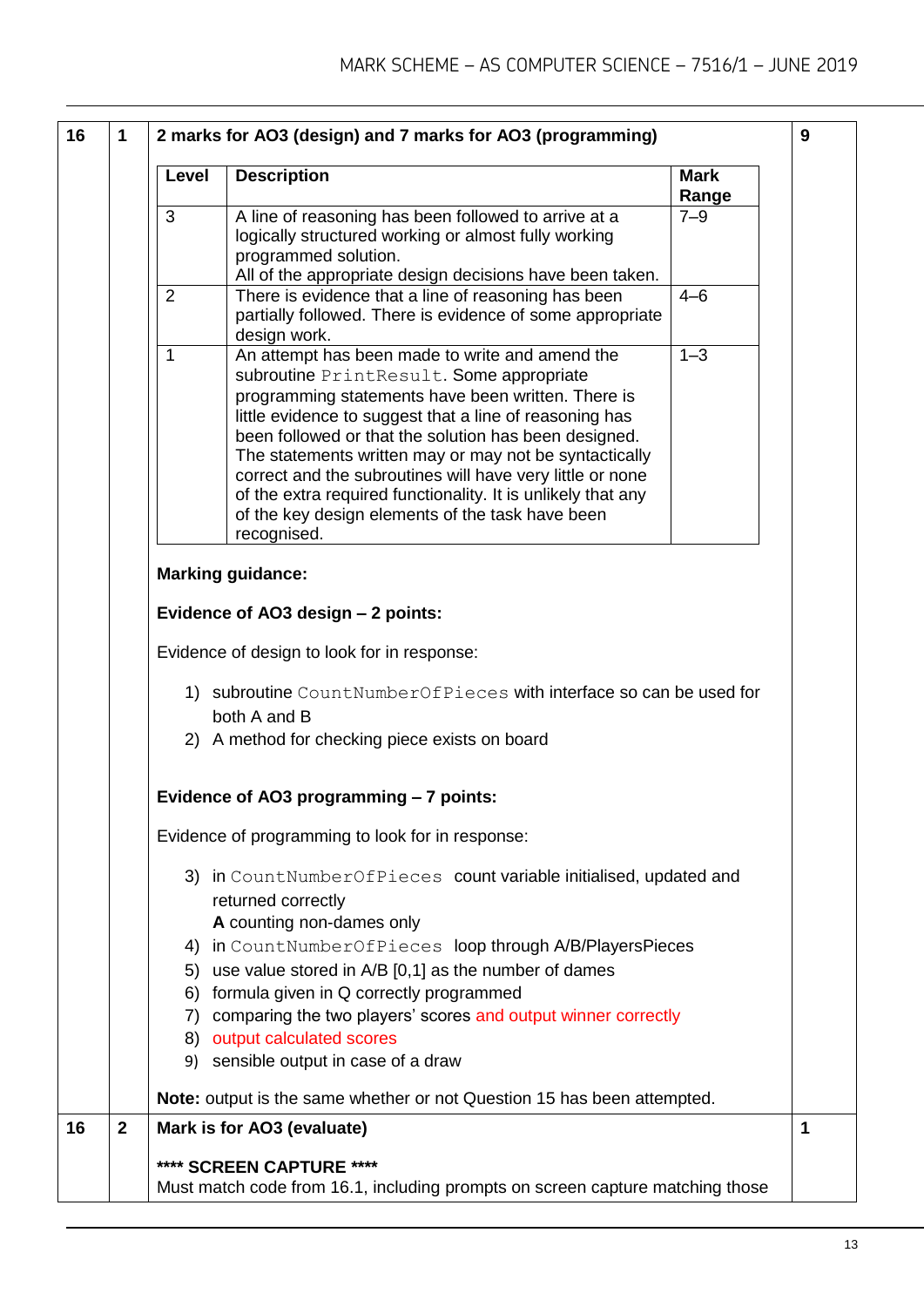| | | | |
|---|---|---|---|
| 16 | 1 | **2 marks for AO3 (design) and 7 marks for AO3 (programming)** | 9 |

| Level | Description | Mark Range |
|---|---|---|
| 3 | A line of reasoning has been followed to arrive at a logically structured working or almost fully working programmed solution. All of the appropriate design decisions have been taken. | 7–9 |
| 2 | There is evidence that a line of reasoning has been partially followed. There is evidence of some appropriate design work. | 4–6 |
| 1 | An attempt has been made to write and amend the subroutine `PrintResult`. Some appropriate programming statements have been written. There is little evidence to suggest that a line of reasoning has been followed or that the solution has been designed. The statements written may or may not be syntactically correct and the subroutines will have very little or none of the extra required functionality. It is unlikely that any of the key design elements of the task have been recognised. | 1–3 |

**Marking guidance:**

**Evidence of AO3 design – 2 points:**

Evidence of design to look for in response:

1) subroutine `CountNumberOfPieces` with interface so can be used for both A and B
2) A method for checking piece exists on board

**Evidence of AO3 programming – 7 points:**

Evidence of programming to look for in response:

3) in `CountNumberOfPieces` count variable initialised, updated and returned correctly
   **A** counting non-dames only
4) in `CountNumberOfPieces` loop through A/B/PlayersPieces
5) use value stored in A/B [0,1] as the number of dames
6) formula given in Q correctly programmed
7) comparing the two players' scores and output winner correctly
8) output calculated scores
9) sensible output in case of a draw

**Note:** output is the same whether or not Question 15 has been attempted.

| | | | |
|---|---|---|---|
| 16 | 2 | **Mark is for AO3 (evaluate)** | 1 |

**\*\*\*\* SCREEN CAPTURE \*\*\*\***

Must match code from 16.1, including prompts on screen capture matching those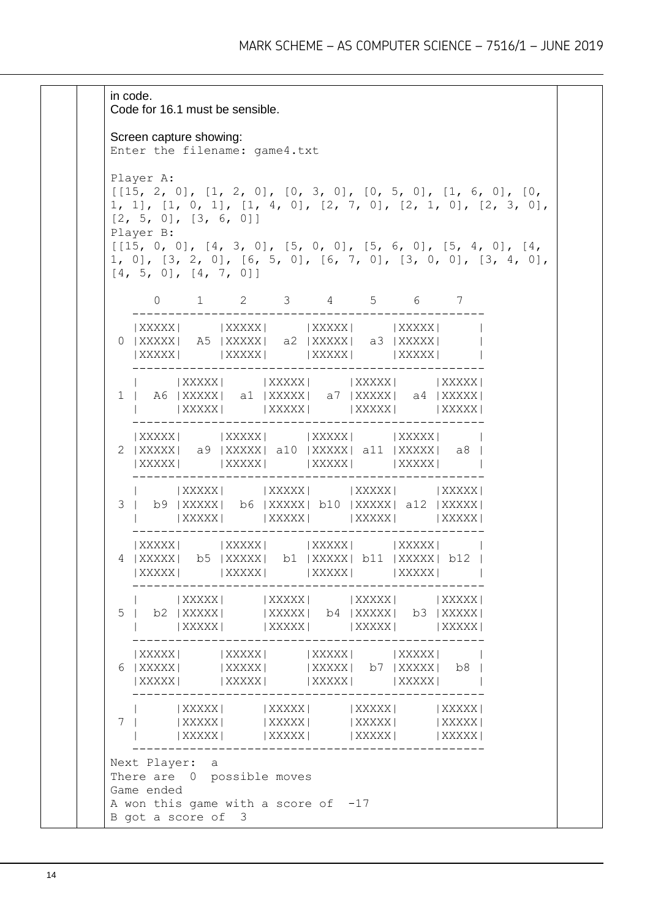in code.
Code for 16.1 must be sensible.

Screen capture showing:

```
Enter the filename: game4.txt

Player A:
[[15, 2, 0], [1, 2, 0], [0, 3, 0], [0, 5, 0], [1, 6, 0], [0,
1, 1], [1, 0, 1], [1, 4, 0], [2, 7, 0], [2, 1, 0], [2, 3, 0],
[2, 5, 0], [3, 6, 0]]
Player B:
[[15, 0, 0], [4, 3, 0], [5, 0, 0], [5, 6, 0], [5, 4, 0], [4,
1, 0], [3, 2, 0], [6, 5, 0], [6, 7, 0], [3, 0, 0], [3, 4, 0],
[4, 5, 0], [4, 7, 0]]

     0     1     2     3     4     5     6     7
   -------------------------------------------------
   |XXXXX|     |XXXXX|     |XXXXX|     |XXXXX|     |
 0 |XXXXX|  A5 |XXXXX|  a2 |XXXXX|  a3 |XXXXX|     |
   |XXXXX|     |XXXXX|     |XXXXX|     |XXXXX|     |
   -------------------------------------------------
   |     |XXXXX|     |XXXXX|     |XXXXX|     |XXXXX|
 1 |  A6 |XXXXX|  a1 |XXXXX|  a7 |XXXXX|  a4 |XXXXX|
   |     |XXXXX|     |XXXXX|     |XXXXX|     |XXXXX|
   -------------------------------------------------
   |XXXXX|     |XXXXX|     |XXXXX|     |XXXXX|     |
 2 |XXXXX|  a9 |XXXXX| a10 |XXXXX| a11 |XXXXX|  a8 |
   |XXXXX|     |XXXXX|     |XXXXX|     |XXXXX|     |
   -------------------------------------------------
   |     |XXXXX|     |XXXXX|     |XXXXX|     |XXXXX|
 3 |  b9 |XXXXX|  b6 |XXXXX| b10 |XXXXX| a12 |XXXXX|
   |     |XXXXX|     |XXXXX|     |XXXXX|     |XXXXX|
   -------------------------------------------------
   |XXXXX|     |XXXXX|     |XXXXX|     |XXXXX|     |
 4 |XXXXX|  b5 |XXXXX|  b1 |XXXXX| b11 |XXXXX| b12 |
   |XXXXX|     |XXXXX|     |XXXXX|     |XXXXX|     |
   -------------------------------------------------
   |     |XXXXX|     |XXXXX|     |XXXXX|     |XXXXX|
 5 |  b2 |XXXXX|     |XXXXX|  b4 |XXXXX|  b3 |XXXXX|
   |     |XXXXX|     |XXXXX|     |XXXXX|     |XXXXX|
   -------------------------------------------------
   |XXXXX|     |XXXXX|     |XXXXX|     |XXXXX|     |
 6 |XXXXX|     |XXXXX|     |XXXXX|  b7 |XXXXX|  b8 |
   |XXXXX|     |XXXXX|     |XXXXX|     |XXXXX|     |
   -------------------------------------------------
   |     |XXXXX|     |XXXXX|     |XXXXX|     |XXXXX|
 7 |     |XXXXX|     |XXXXX|     |XXXXX|     |XXXXX|
   |     |XXXXX|     |XXXXX|     |XXXXX|     |XXXXX|
   -------------------------------------------------
Next Player:  a
There are  0  possible moves
Game ended
A won this game with a score of  -17
B got a score of  3
```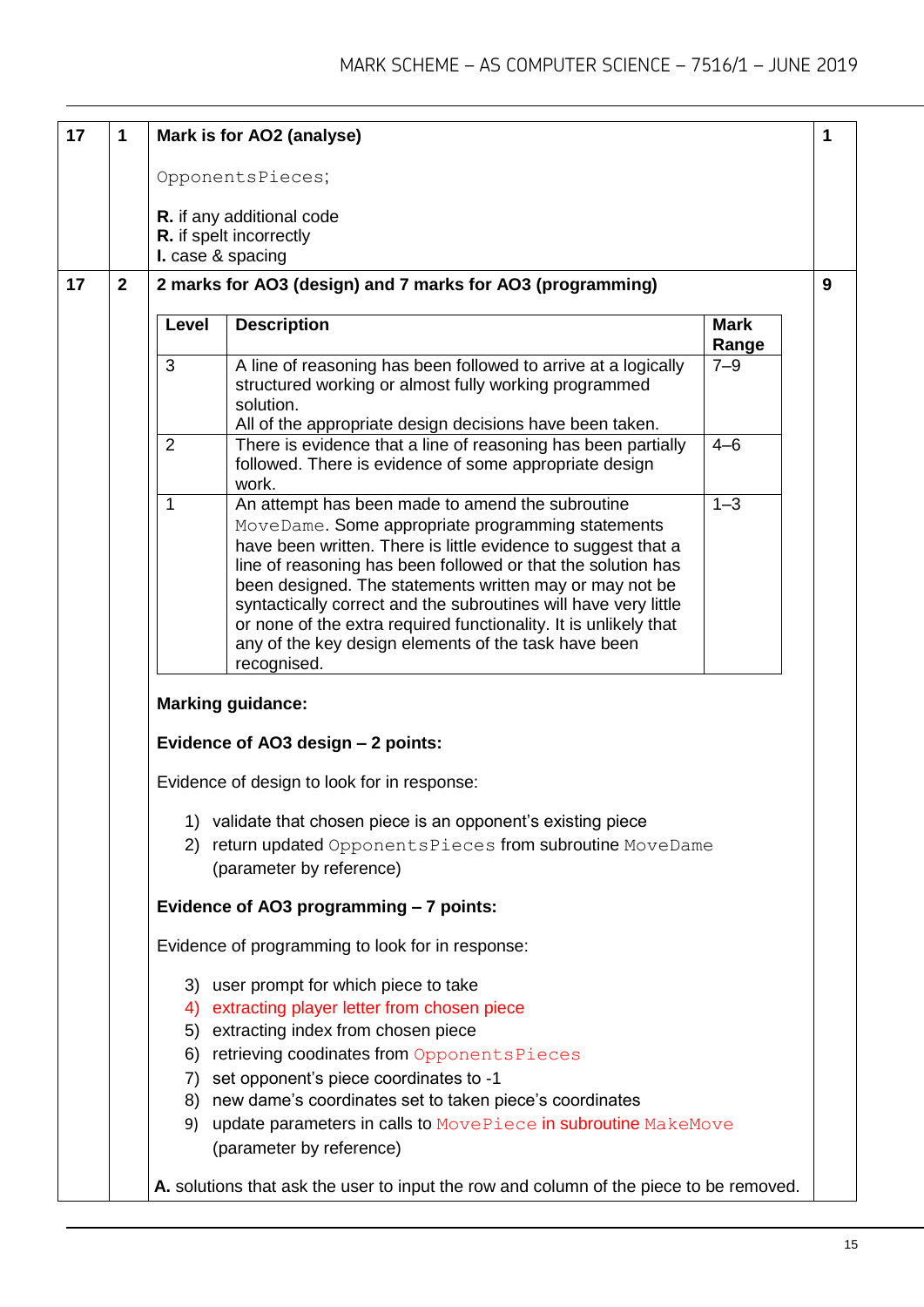| | | | |
|---|---|---|---|
| 17 | 1 | **Mark is for AO2 (analyse)**<br><br>`OpponentsPieces;`<br><br>**R.** if any additional code<br>**R.** if spelt incorrectly<br>**I.** case & spacing | 1 |
| 17 | 2 | **2 marks for AO3 (design) and 7 marks for AO3 (programming)** | 9 |

| Level | Description | Mark Range |
|---|---|---|
| 3 | A line of reasoning has been followed to arrive at a logically structured working or almost fully working programmed solution.<br>All of the appropriate design decisions have been taken. | 7–9 |
| 2 | There is evidence that a line of reasoning has been partially followed. There is evidence of some appropriate design work. | 4–6 |
| 1 | An attempt has been made to amend the subroutine `MoveDame`. Some appropriate programming statements have been written. There is little evidence to suggest that a line of reasoning has been followed or that the solution has been designed. The statements written may or may not be syntactically correct and the subroutines will have very little or none of the extra required functionality. It is unlikely that any of the key design elements of the task have been recognised. | 1–3 |

**Marking guidance:**

**Evidence of AO3 design – 2 points:**

Evidence of design to look for in response:

1) validate that chosen piece is an opponent's existing piece
2) return updated `OpponentsPieces` from subroutine `MoveDame` (parameter by reference)

**Evidence of AO3 programming – 7 points:**

Evidence of programming to look for in response:

3) user prompt for which piece to take
4) extracting player letter from chosen piece
5) extracting index from chosen piece
6) retrieving coodinates from `OpponentsPieces`
7) set opponent's piece coordinates to -1
8) new dame's coordinates set to taken piece's coordinates
9) update parameters in calls to `MovePiece` in subroutine `MakeMove` (parameter by reference)

**A.** solutions that ask the user to input the row and column of the piece to be removed.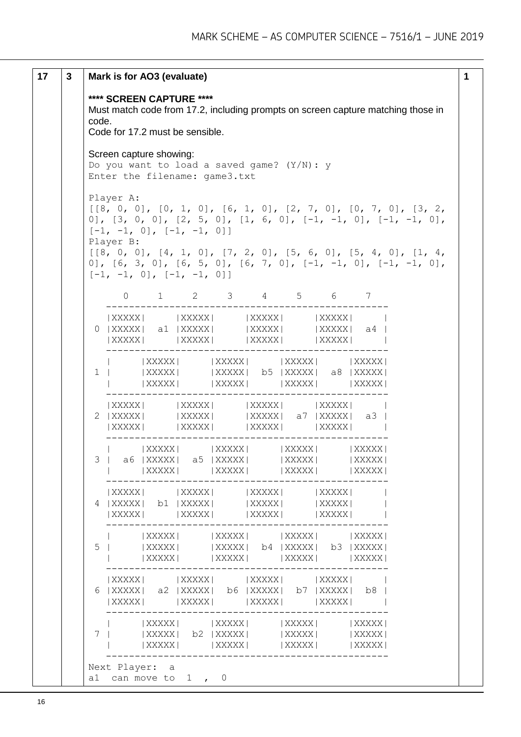| 17 | 3 | **Mark is for AO3 (evaluate)** | 1 |
|---|---|---|---|

**\*\*\*\* SCREEN CAPTURE \*\*\*\***
Must match code from 17.2, including prompts on screen capture matching those in code.
Code for 17.2 must be sensible.

Screen capture showing:

```
Do you want to load a saved game? (Y/N): y
Enter the filename: game3.txt

Player A:
[[8, 0, 0], [0, 1, 0], [6, 1, 0], [2, 7, 0], [0, 7, 0], [3, 2,
0], [3, 0, 0], [2, 5, 0], [1, 6, 0], [-1, -1, 0], [-1, -1, 0],
[-1, -1, 0], [-1, -1, 0]]
Player B:
[[8, 0, 0], [4, 1, 0], [7, 2, 0], [5, 6, 0], [5, 4, 0], [1, 4,
0], [6, 3, 0], [6, 5, 0], [6, 7, 0], [-1, -1, 0], [-1, -1, 0],
[-1, -1, 0], [-1, -1, 0]]

     0     1     2     3     4     5     6     7
   -------------------------------------------------
   |XXXXX|     |XXXXX|     |XXXXX|     |XXXXX|     |
 0 |XXXXX|  a1 |XXXXX|     |XXXXX|     |XXXXX|  a4 |
   |XXXXX|     |XXXXX|     |XXXXX|     |XXXXX|     |
   -------------------------------------------------
   |     |XXXXX|     |XXXXX|     |XXXXX|     |XXXXX|
 1 |     |XXXXX|     |XXXXX|  b5 |XXXXX|  a8 |XXXXX|
   |     |XXXXX|     |XXXXX|     |XXXXX|     |XXXXX|
   -------------------------------------------------
   |XXXXX|     |XXXXX|     |XXXXX|     |XXXXX|     |
 2 |XXXXX|     |XXXXX|     |XXXXX|  a7 |XXXXX|  a3 |
   |XXXXX|     |XXXXX|     |XXXXX|     |XXXXX|     |
   -------------------------------------------------
   |     |XXXXX|     |XXXXX|     |XXXXX|     |XXXXX|
 3 |  a6 |XXXXX|  a5 |XXXXX|     |XXXXX|     |XXXXX|
   |     |XXXXX|     |XXXXX|     |XXXXX|     |XXXXX|
   -------------------------------------------------
   |XXXXX|     |XXXXX|     |XXXXX|     |XXXXX|     |
 4 |XXXXX|  b1 |XXXXX|     |XXXXX|     |XXXXX|     |
   |XXXXX|     |XXXXX|     |XXXXX|     |XXXXX|     |
   -------------------------------------------------
   |     |XXXXX|     |XXXXX|     |XXXXX|     |XXXXX|
 5 |     |XXXXX|     |XXXXX|  b4 |XXXXX|  b3 |XXXXX|
   |     |XXXXX|     |XXXXX|     |XXXXX|     |XXXXX|
   -------------------------------------------------
   |XXXXX|     |XXXXX|     |XXXXX|     |XXXXX|     |
 6 |XXXXX|  a2 |XXXXX|  b6 |XXXXX|  b7 |XXXXX|  b8 |
   |XXXXX|     |XXXXX|     |XXXXX|     |XXXXX|     |
   -------------------------------------------------
   |     |XXXXX|     |XXXXX|     |XXXXX|     |XXXXX|
 7 |     |XXXXX|  b2 |XXXXX|     |XXXXX|     |XXXXX|
   |     |XXXXX|     |XXXXX|     |XXXXX|     |XXXXX|
   -------------------------------------------------
Next Player:  a
a1  can move to  1  ,  0
```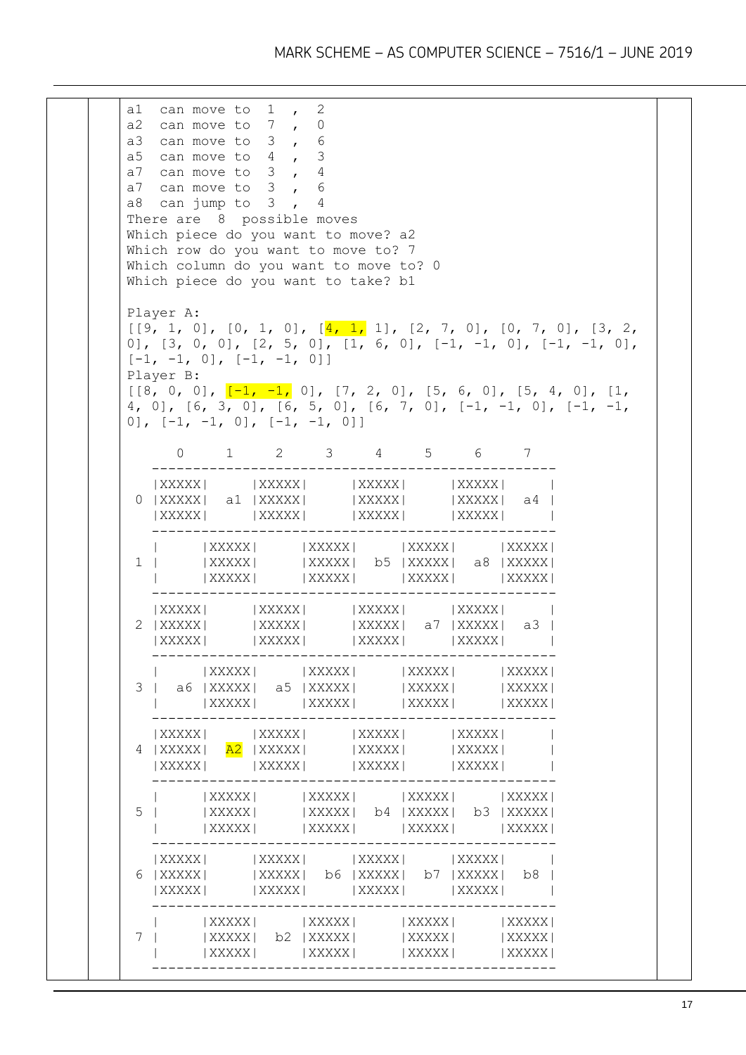```
a1  can move to  1 , 2
a2  can move to  7 , 0
a3  can move to  3 , 6
a5  can move to  4 , 3
a7  can move to  3 , 4
a7  can move to  3 , 6
a8  can jump to  3 , 4
There are  8  possible moves
Which piece do you want to move? a2
Which row do you want to move to? 7
Which column do you want to move to? 0
Which piece do you want to take? b1

Player A:
[[9, 1, 0], [0, 1, 0], [4, 1, 1], [2, 7, 0], [0, 7, 0], [3, 2,
0], [3, 0, 0], [2, 5, 0], [1, 6, 0], [-1, -1, 0], [-1, -1, 0],
[-1, -1, 0], [-1, -1, 0]]
Player B:
[[8, 0, 0], [-1, -1, 0], [7, 2, 0], [5, 6, 0], [5, 4, 0], [1,
4, 0], [6, 3, 0], [6, 5, 0], [6, 7, 0], [-1, -1, 0], [-1, -1,
0], [-1, -1, 0], [-1, -1, 0]]

     0     1     2     3     4     5     6     7
   -------------------------------------------------
   |XXXXX|     |XXXXX|     |XXXXX|     |XXXXX|     |
 0 |XXXXX|  a1 |XXXXX|     |XXXXX|     |XXXXX|  a4 |
   |XXXXX|     |XXXXX|     |XXXXX|     |XXXXX|     |
   -------------------------------------------------
   |     |XXXXX|     |XXXXX|     |XXXXX|     |XXXXX|
 1 |     |XXXXX|     |XXXXX|  b5 |XXXXX|  a8 |XXXXX|
   |     |XXXXX|     |XXXXX|     |XXXXX|     |XXXXX|
   -------------------------------------------------
   |XXXXX|     |XXXXX|     |XXXXX|     |XXXXX|     |
 2 |XXXXX|     |XXXXX|     |XXXXX|  a7 |XXXXX|  a3 |
   |XXXXX|     |XXXXX|     |XXXXX|     |XXXXX|     |
   -------------------------------------------------
   |     |XXXXX|     |XXXXX|     |XXXXX|     |XXXXX|
 3 |  a6 |XXXXX|  a5 |XXXXX|     |XXXXX|     |XXXXX|
   |     |XXXXX|     |XXXXX|     |XXXXX|     |XXXXX|
   -------------------------------------------------
   |XXXXX|     |XXXXX|     |XXXXX|     |XXXXX|     |
 4 |XXXXX|  A2 |XXXXX|     |XXXXX|     |XXXXX|     |
   |XXXXX|     |XXXXX|     |XXXXX|     |XXXXX|     |
   -------------------------------------------------
   |     |XXXXX|     |XXXXX|     |XXXXX|     |XXXXX|
 5 |     |XXXXX|     |XXXXX|  b4 |XXXXX|  b3 |XXXXX|
   |     |XXXXX|     |XXXXX|     |XXXXX|     |XXXXX|
   -------------------------------------------------
   |XXXXX|     |XXXXX|     |XXXXX|     |XXXXX|     |
 6 |XXXXX|     |XXXXX|  b6 |XXXXX|  b7 |XXXXX|  b8 |
   |XXXXX|     |XXXXX|     |XXXXX|     |XXXXX|     |
   -------------------------------------------------
   |     |XXXXX|     |XXXXX|     |XXXXX|     |XXXXX|
 7 |     |XXXXX|  b2 |XXXXX|     |XXXXX|     |XXXXX|
   |     |XXXXX|     |XXXXX|     |XXXXX|     |XXXXX|
   -------------------------------------------------
```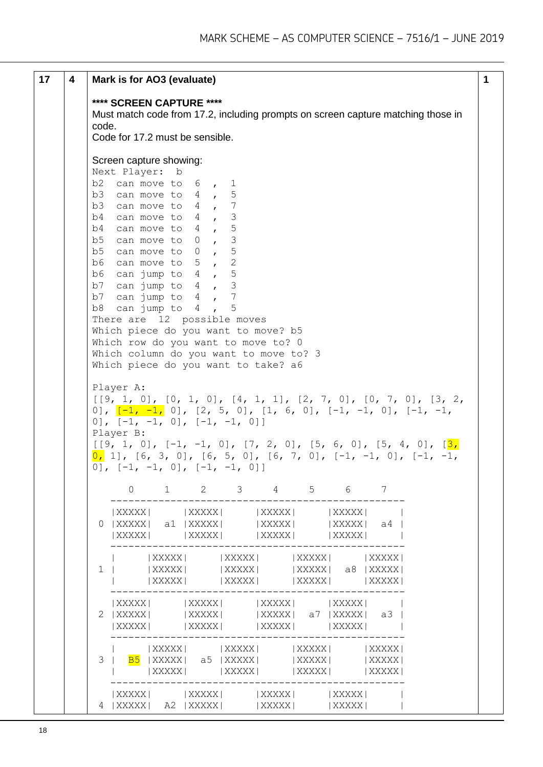| | | | |
|---|---|---|---|
| 17 | 4 | **Mark is for AO3 (evaluate)**<br><br>**\*\*\*\* SCREEN CAPTURE \*\*\*\***<br>Must match code from 17.2, including prompts on screen capture matching those in code.<br>Code for 17.2 must be sensible.<br><br>Screen capture showing: | 1 |

```
Next Player:  b
b2  can move to  6  ,  1
b3  can move to  4  ,  5
b3  can move to  4  ,  7
b4  can move to  4  ,  3
b4  can move to  4  ,  5
b5  can move to  0  ,  3
b5  can move to  0  ,  5
b6  can move to  5  ,  2
b6  can jump to  4  ,  5
b7  can jump to  4  ,  3
b7  can jump to  4  ,  7
b8  can jump to  4  ,  5
There are  12  possible moves
Which piece do you want to move? b5
Which row do you want to move to? 0
Which column do you want to move to? 3
Which piece do you want to take? a6

Player A:
[[9, 1, 0], [0, 1, 0], [4, 1, 1], [2, 7, 0], [0, 7, 0], [3, 2,
0], [-1, -1, 0], [2, 5, 0], [1, 6, 0], [-1, -1, 0], [-1, -1,
0], [-1, -1, 0], [-1, -1, 0]]
Player B:
[[9, 1, 0], [-1, -1, 0], [7, 2, 0], [5, 6, 0], [5, 4, 0], [3,
0, 1], [6, 3, 0], [6, 5, 0], [6, 7, 0], [-1, -1, 0], [-1, -1,
0], [-1, -1, 0], [-1, -1, 0]]

      0     1     2     3     4     5     6     7
   ------------------------------------------------
   |XXXXX|     |XXXXX|     |XXXXX|     |XXXXX|     |
 0 |XXXXX|  a1 |XXXXX|     |XXXXX|     |XXXXX|  a4 |
   |XXXXX|     |XXXXX|     |XXXXX|     |XXXXX|     |
   ------------------------------------------------
   |     |XXXXX|     |XXXXX|     |XXXXX|     |XXXXX|
 1 |     |XXXXX|     |XXXXX|     |XXXXX|  a8 |XXXXX|
   |     |XXXXX|     |XXXXX|     |XXXXX|     |XXXXX|
   ------------------------------------------------
   |XXXXX|     |XXXXX|     |XXXXX|     |XXXXX|     |
 2 |XXXXX|     |XXXXX|     |XXXXX|  a7 |XXXXX|  a3 |
   |XXXXX|     |XXXXX|     |XXXXX|     |XXXXX|     |
   ------------------------------------------------
   |     |XXXXX|     |XXXXX|     |XXXXX|     |XXXXX|
 3 |  B5 |XXXXX|  a5 |XXXXX|     |XXXXX|     |XXXXX|
   |     |XXXXX|     |XXXXX|     |XXXXX|     |XXXXX|
   ------------------------------------------------
   |XXXXX|     |XXXXX|     |XXXXX|     |XXXXX|     |
 4 |XXXXX|  A2 |XXXXX|     |XXXXX|     |XXXXX|     |
```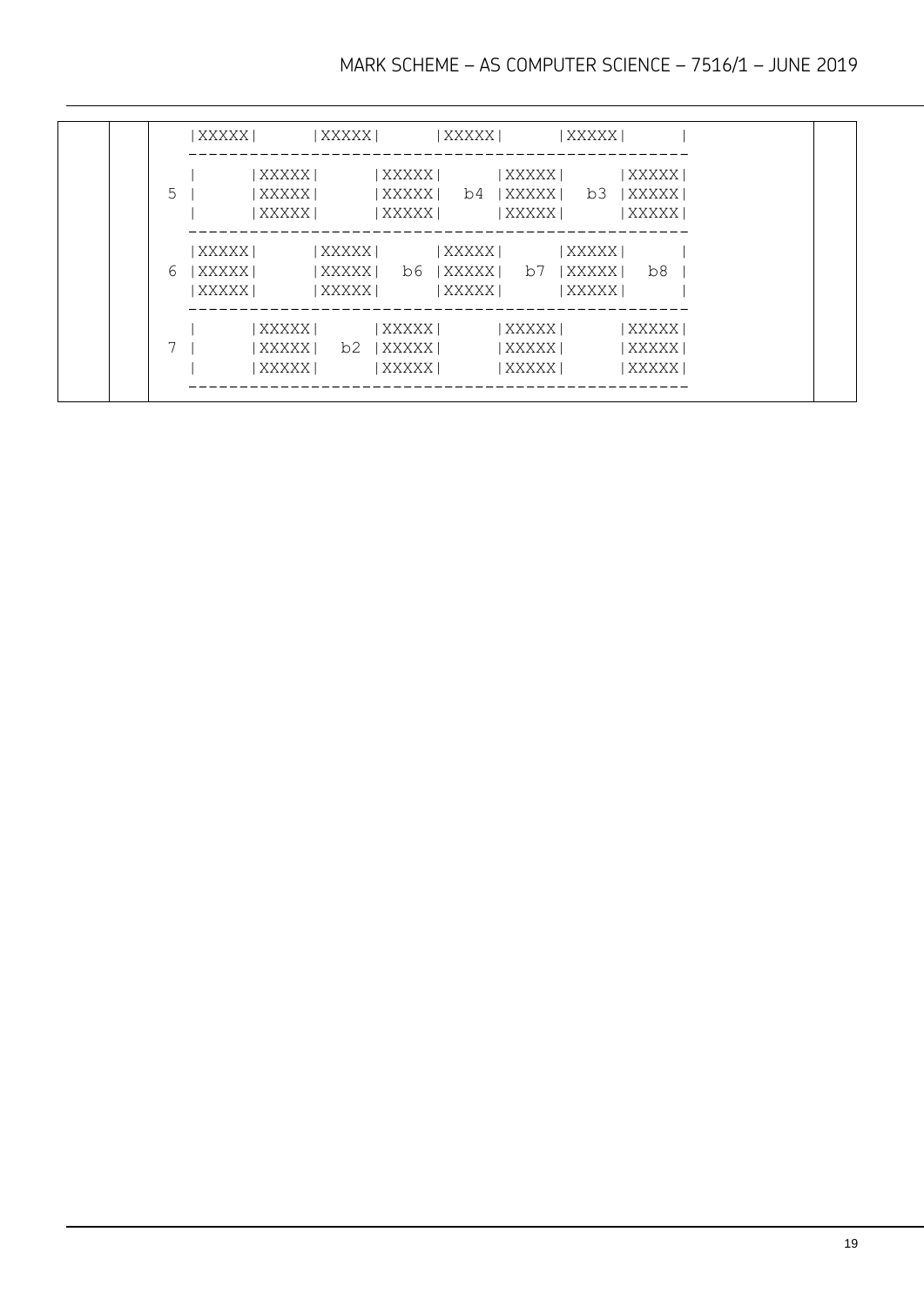```
  |XXXXX|     |XXXXX|     |XXXXX|     |XXXXX|     |
  -------------------------------------------------
  |     |XXXXX|     |XXXXX|     |XXXXX|     |XXXXX|
5 |     |XXXXX|     |XXXXX|  b4 |XXXXX|  b3 |XXXXX|
  |     |XXXXX|     |XXXXX|     |XXXXX|     |XXXXX|
  -------------------------------------------------
  |XXXXX|     |XXXXX|     |XXXXX|     |XXXXX|     |
6 |XXXXX|     |XXXXX|  b6 |XXXXX|  b7 |XXXXX|  b8 |
  |XXXXX|     |XXXXX|     |XXXXX|     |XXXXX|     |
  -------------------------------------------------
  |     |XXXXX|     |XXXXX|     |XXXXX|     |XXXXX|
7 |     |XXXXX|  b2 |XXXXX|     |XXXXX|     |XXXXX|
  |     |XXXXX|     |XXXXX|     |XXXXX|     |XXXXX|
  -------------------------------------------------
```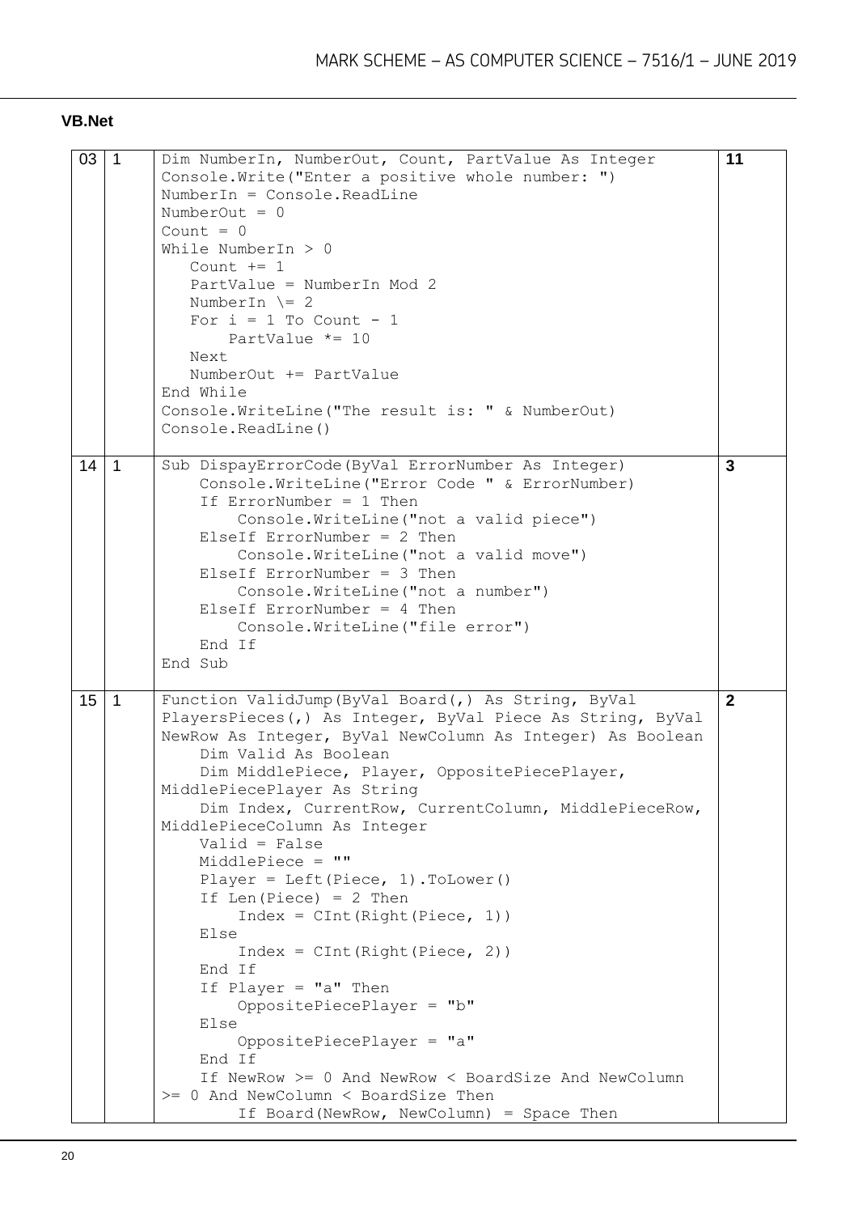**VB.Net**

| | | | |
|---|---|---|---|
| 03 | 1 | <pre>Dim NumberIn, NumberOut, Count, PartValue As Integer<br>Console.Write("Enter a positive whole number: ")<br>NumberIn = Console.ReadLine<br>NumberOut = 0<br>Count = 0<br>While NumberIn > 0<br>   Count += 1<br>   PartValue = NumberIn Mod 2<br>   NumberIn \= 2<br>   For i = 1 To Count - 1<br>       PartValue *= 10<br>   Next<br>   NumberOut += PartValue<br>End While<br>Console.WriteLine("The result is: " & NumberOut)<br>Console.ReadLine()</pre> | 11 |
| 14 | 1 | <pre>Sub DispayErrorCode(ByVal ErrorNumber As Integer)<br>    Console.WriteLine("Error Code " & ErrorNumber)<br>    If ErrorNumber = 1 Then<br>        Console.WriteLine("not a valid piece")<br>    ElseIf ErrorNumber = 2 Then<br>        Console.WriteLine("not a valid move")<br>    ElseIf ErrorNumber = 3 Then<br>        Console.WriteLine("not a number")<br>    ElseIf ErrorNumber = 4 Then<br>        Console.WriteLine("file error")<br>    End If<br>End Sub</pre> | 3 |
| 15 | 1 | <pre>Function ValidJump(ByVal Board(,) As String, ByVal PlayersPieces(,) As Integer, ByVal Piece As String, ByVal NewRow As Integer, ByVal NewColumn As Integer) As Boolean<br>    Dim Valid As Boolean<br>    Dim MiddlePiece, Player, OppositePiecePlayer, MiddlePiecePlayer As String<br>    Dim Index, CurrentRow, CurrentColumn, MiddlePieceRow, MiddlePieceColumn As Integer<br>    Valid = False<br>    MiddlePiece = ""<br>    Player = Left(Piece, 1).ToLower()<br>    If Len(Piece) = 2 Then<br>        Index = CInt(Right(Piece, 1))<br>    Else<br>        Index = CInt(Right(Piece, 2))<br>    End If<br>    If Player = "a" Then<br>        OppositePiecePlayer = "b"<br>    Else<br>        OppositePiecePlayer = "a"<br>    End If<br>    If NewRow >= 0 And NewRow < BoardSize And NewColumn >= 0 And NewColumn < BoardSize Then<br>        If Board(NewRow, NewColumn) = Space Then</pre> | 2 |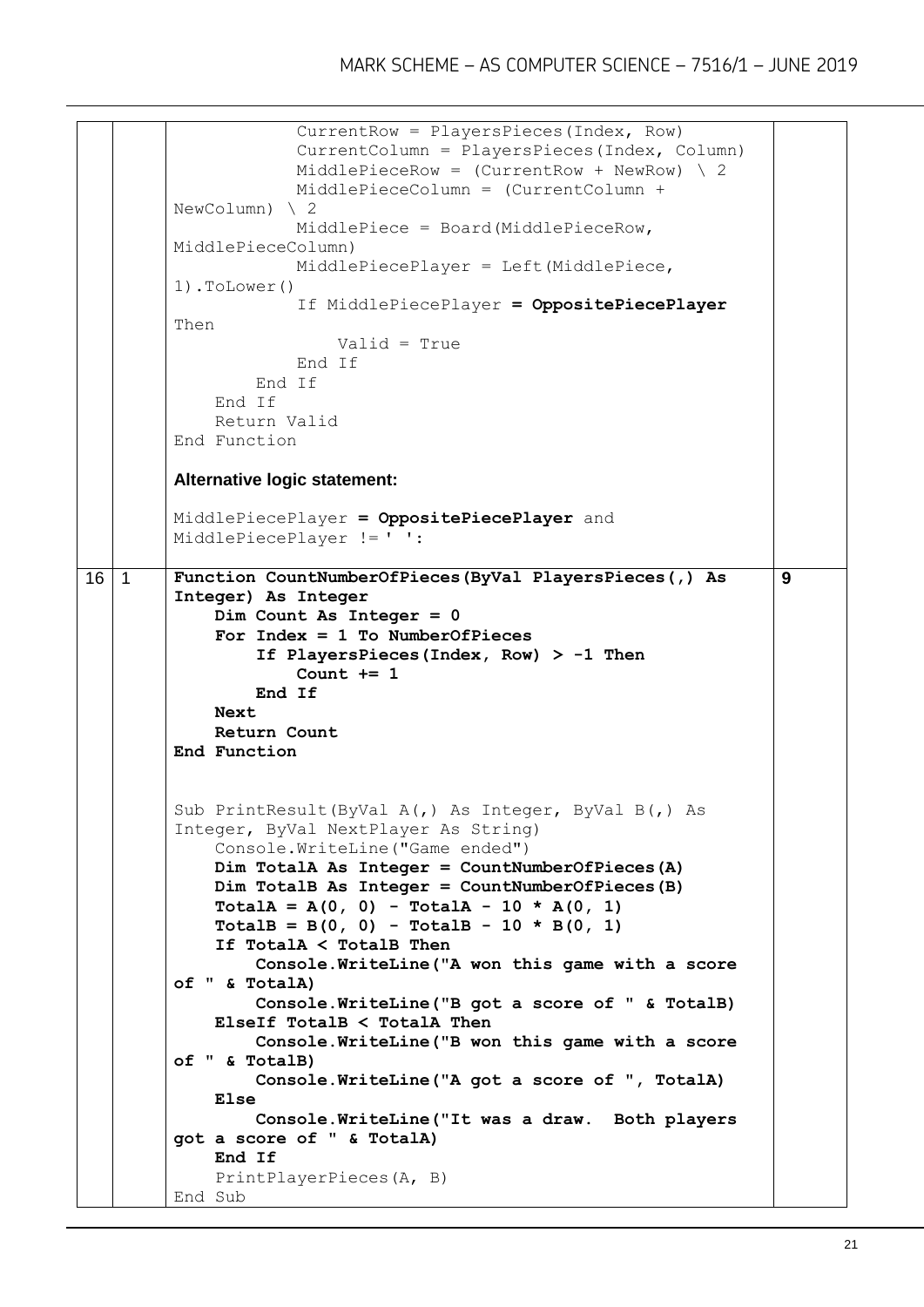| | | | |
|---|---|---|---|
| | | `CurrentRow = PlayersPieces(Index, Row)`<br>`CurrentColumn = PlayersPieces(Index, Column)`<br>`MiddlePieceRow = (CurrentRow + NewRow) \ 2`<br>`MiddlePieceColumn = (CurrentColumn + NewColumn) \ 2`<br>`MiddlePiece = Board(MiddlePieceRow, MiddlePieceColumn)`<br>`MiddlePiecePlayer = Left(MiddlePiece, 1).ToLower()`<br>`If MiddlePiecePlayer` **`= OppositePiecePlayer`** `Then`<br>`Valid = True`<br>`End If`<br>`End If`<br>`End If`<br>`Return Valid`<br>`End Function`<br><br>**Alternative logic statement:**<br><br>`MiddlePiecePlayer` **`= OppositePiecePlayer`** `and MiddlePiecePlayer != ' ':` | |
| 16 | 1 | **`Function CountNumberOfPieces(ByVal PlayersPieces(,) As Integer) As Integer`**<br>**`Dim Count As Integer = 0`**<br>**`For Index = 1 To NumberOfPieces`**<br>**`If PlayersPieces(Index, Row) > -1 Then`**<br>**`Count += 1`**<br>**`End If`**<br>**`Next`**<br>**`Return Count`**<br>**`End Function`**<br><br>`Sub PrintResult(ByVal A(,) As Integer, ByVal B(,) As Integer, ByVal NextPlayer As String)`<br>`Console.WriteLine("Game ended")`<br>**`Dim TotalA As Integer = CountNumberOfPieces(A)`**<br>**`Dim TotalB As Integer = CountNumberOfPieces(B)`**<br>**`TotalA = A(0, 0) - TotalA - 10 * A(0, 1)`**<br>**`TotalB = B(0, 0) - TotalB - 10 * B(0, 1)`**<br>**`If TotalA < TotalB Then`**<br>**`Console.WriteLine("A won this game with a score of " & TotalA)`**<br>**`Console.WriteLine("B got a score of " & TotalB)`**<br>**`ElseIf TotalB < TotalA Then`**<br>**`Console.WriteLine("B won this game with a score of " & TotalB)`**<br>**`Console.WriteLine("A got a score of ", TotalA)`**<br>**`Else`**<br>**`Console.WriteLine("It was a draw.  Both players got a score of " & TotalA)`**<br>**`End If`**<br>`PrintPlayerPieces(A, B)`<br>`End Sub` | **9** |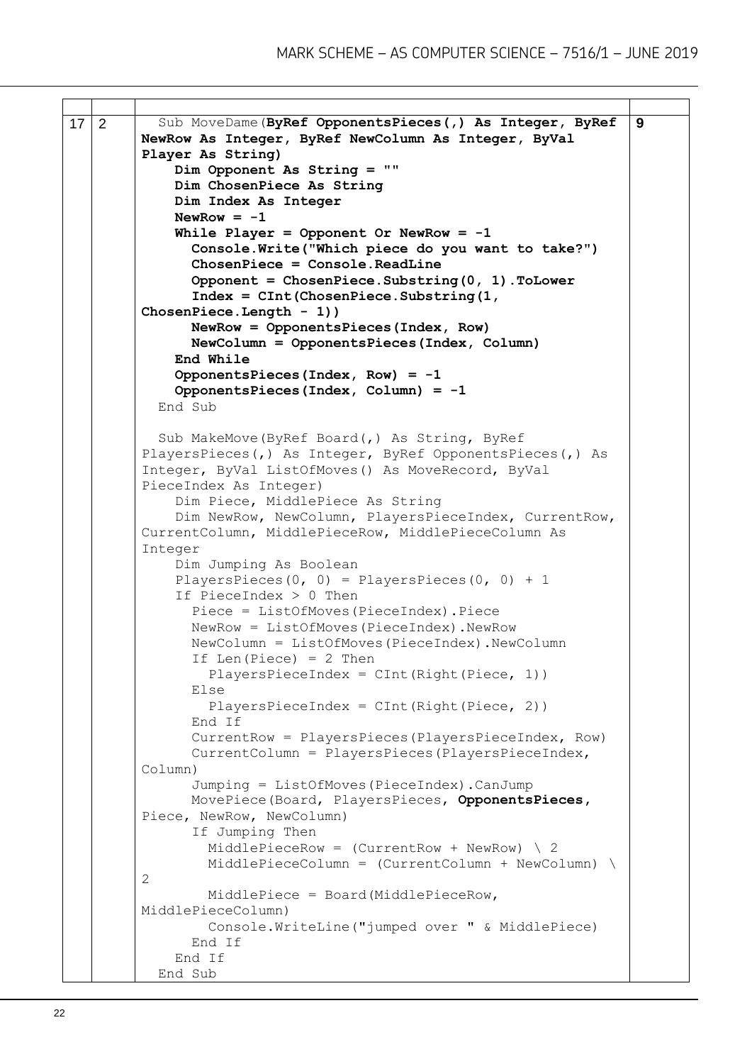| | | | |
|---|---|---|---|
| 17 | 2 | (code below) | 9 |

```
  Sub MoveDame(ByRef OpponentsPieces(,) As Integer, ByRef NewRow As Integer, ByRef NewColumn As Integer, ByVal Player As String)
    Dim Opponent As String = ""
    Dim ChosenPiece As String
    Dim Index As Integer
    NewRow = -1
    While Player = Opponent Or NewRow = -1
      Console.Write("Which piece do you want to take?")
      ChosenPiece = Console.ReadLine
      Opponent = ChosenPiece.Substring(0, 1).ToLower
      Index = CInt(ChosenPiece.Substring(1, ChosenPiece.Length - 1))
      NewRow = OpponentsPieces(Index, Row)
      NewColumn = OpponentsPieces(Index, Column)
    End While
    OpponentsPieces(Index, Row) = -1
    OpponentsPieces(Index, Column) = -1
  End Sub

  Sub MakeMove(ByRef Board(,) As String, ByRef PlayersPieces(,) As Integer, ByRef OpponentsPieces(,) As Integer, ByVal ListOfMoves() As MoveRecord, ByVal PieceIndex As Integer)
    Dim Piece, MiddlePiece As String
    Dim NewRow, NewColumn, PlayersPieceIndex, CurrentRow, CurrentColumn, MiddlePieceRow, MiddlePieceColumn As Integer
    Dim Jumping As Boolean
    PlayersPieces(0, 0) = PlayersPieces(0, 0) + 1
    If PieceIndex > 0 Then
      Piece = ListOfMoves(PieceIndex).Piece
      NewRow = ListOfMoves(PieceIndex).NewRow
      NewColumn = ListOfMoves(PieceIndex).NewColumn
      If Len(Piece) = 2 Then
        PlayersPieceIndex = CInt(Right(Piece, 1))
      Else
        PlayersPieceIndex = CInt(Right(Piece, 2))
      End If
      CurrentRow = PlayersPieces(PlayersPieceIndex, Row)
      CurrentColumn = PlayersPieces(PlayersPieceIndex, Column)
      Jumping = ListOfMoves(PieceIndex).CanJump
      MovePiece(Board, PlayersPieces, OpponentsPieces, Piece, NewRow, NewColumn)
      If Jumping Then
        MiddlePieceRow = (CurrentRow + NewRow) \ 2
        MiddlePieceColumn = (CurrentColumn + NewColumn) \ 2
        MiddlePiece = Board(MiddlePieceRow, MiddlePieceColumn)
        Console.WriteLine("jumped over " & MiddlePiece)
      End If
    End If
  End Sub
```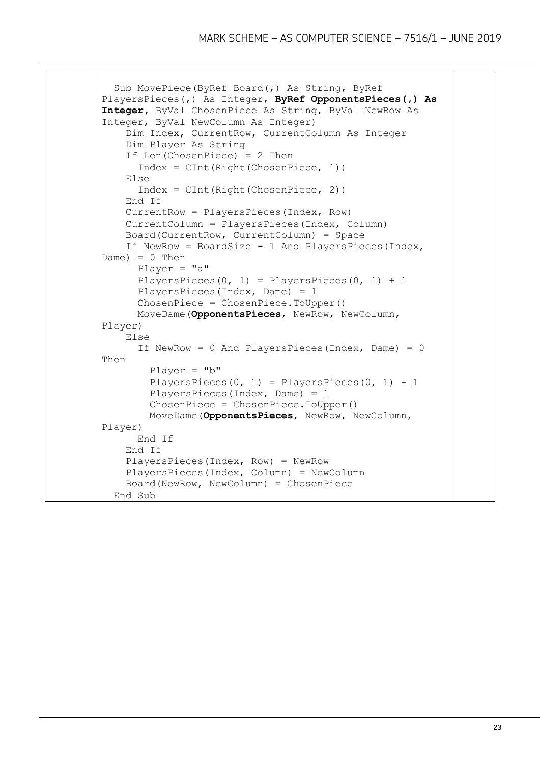```
Sub MovePiece(ByRef Board(,) As String, ByRef
PlayersPieces(,) As Integer, ByRef OpponentsPieces(,) As
Integer, ByVal ChosenPiece As String, ByVal NewRow As
Integer, ByVal NewColumn As Integer)
    Dim Index, CurrentRow, CurrentColumn As Integer
    Dim Player As String
    If Len(ChosenPiece) = 2 Then
      Index = CInt(Right(ChosenPiece, 1))
    Else
      Index = CInt(Right(ChosenPiece, 2))
    End If
    CurrentRow = PlayersPieces(Index, Row)
    CurrentColumn = PlayersPieces(Index, Column)
    Board(CurrentRow, CurrentColumn) = Space
    If NewRow = BoardSize - 1 And PlayersPieces(Index,
Dame) = 0 Then
      Player = "a"
      PlayersPieces(0, 1) = PlayersPieces(0, 1) + 1
      PlayersPieces(Index, Dame) = 1
      ChosenPiece = ChosenPiece.ToUpper()
      MoveDame(OpponentsPieces, NewRow, NewColumn,
Player)
    Else
      If NewRow = 0 And PlayersPieces(Index, Dame) = 0
Then
        Player = "b"
        PlayersPieces(0, 1) = PlayersPieces(0, 1) + 1
        PlayersPieces(Index, Dame) = 1
        ChosenPiece = ChosenPiece.ToUpper()
        MoveDame(OpponentsPieces, NewRow, NewColumn,
Player)
      End If
    End If
    PlayersPieces(Index, Row) = NewRow
    PlayersPieces(Index, Column) = NewColumn
    Board(NewRow, NewColumn) = ChosenPiece
  End Sub
```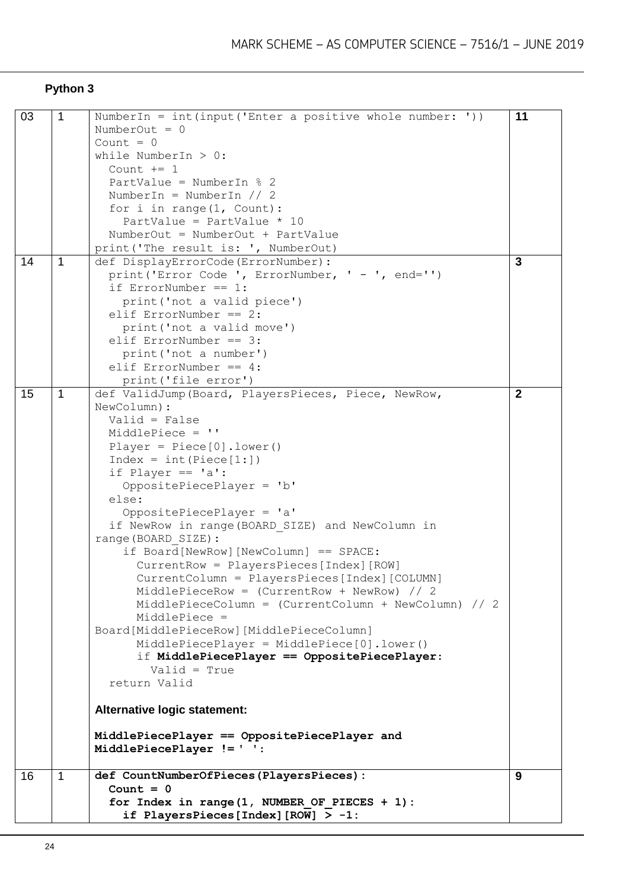## Python 3

| | | | |
|---|---|---|---|
| 03 | 1 | <pre>NumberIn = int(input('Enter a positive whole number: '))<br>NumberOut = 0<br>Count = 0<br>while NumberIn > 0:<br>  Count += 1<br>  PartValue = NumberIn % 2<br>  NumberIn = NumberIn // 2<br>  for i in range(1, Count):<br>    PartValue = PartValue * 10<br>  NumberOut = NumberOut + PartValue<br>print('The result is: ', NumberOut)</pre> | 11 |
| 14 | 1 | <pre>def DisplayErrorCode(ErrorNumber):<br>  print('Error Code ', ErrorNumber, ' - ', end='')<br>  if ErrorNumber == 1:<br>    print('not a valid piece')<br>  elif ErrorNumber == 2:<br>    print('not a valid move')<br>  elif ErrorNumber == 3:<br>    print('not a number')<br>  elif ErrorNumber == 4:<br>    print('file error')</pre> | 3 |
| 15 | 1 | <pre>def ValidJump(Board, PlayersPieces, Piece, NewRow, NewColumn):<br>  Valid = False<br>  MiddlePiece = ''<br>  Player = Piece[0].lower()<br>  Index = int(Piece[1:])<br>  if Player == 'a':<br>    OppositePiecePlayer = 'b'<br>  else:<br>    OppositePiecePlayer = 'a'<br>  if NewRow in range(BOARD_SIZE) and NewColumn in range(BOARD_SIZE):<br>    if Board[NewRow][NewColumn] == SPACE:<br>      CurrentRow = PlayersPieces[Index][ROW]<br>      CurrentColumn = PlayersPieces[Index][COLUMN]<br>      MiddlePieceRow = (CurrentRow + NewRow) // 2<br>      MiddlePieceColumn = (CurrentColumn + NewColumn) // 2<br>      MiddlePiece = Board[MiddlePieceRow][MiddlePieceColumn]<br>      MiddlePiecePlayer = MiddlePiece[0].lower()<br>      if **MiddlePiecePlayer == OppositePiecePlayer**:<br>        Valid = True<br>  return Valid</pre><br>**Alternative logic statement:**<br>**MiddlePiecePlayer == OppositePiecePlayer and MiddlePiecePlayer != ' ':** | 2 |
| 16 | 1 | <pre>**def CountNumberOfPieces(PlayersPieces):**<br>**  Count = 0**<br>**  for Index in range(1, NUMBER_OF_PIECES + 1):**<br>**    if PlayersPieces[Index][ROW] > -1:**</pre> | 9 |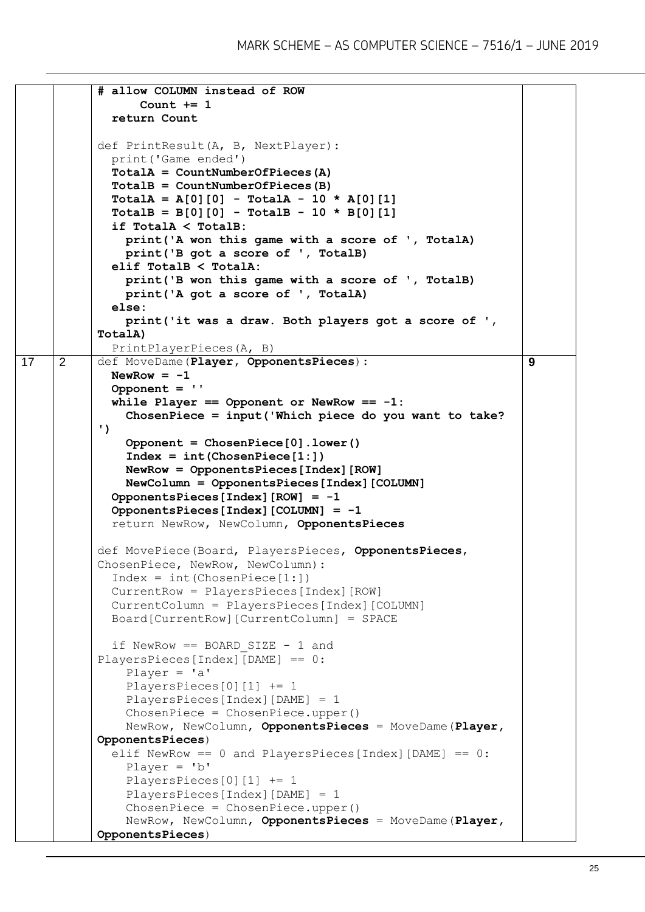| | | | |
|---|---|---|---|
| | | ```# allow COLUMN instead of ROW<br>      Count += 1<br>  return Count<br><br>def PrintResult(A, B, NextPlayer):<br>  print('Game ended')<br>  TotalA = CountNumberOfPieces(A)<br>  TotalB = CountNumberOfPieces(B)<br>  TotalA = A[0][0] - TotalA - 10 * A[0][1]<br>  TotalB = B[0][0] - TotalB - 10 * B[0][1]<br>  if TotalA < TotalB:<br>    print('A won this game with a score of ', TotalA)<br>    print('B got a score of ', TotalB)<br>  elif TotalB < TotalA:<br>    print('B won this game with a score of ', TotalB)<br>    print('A got a score of ', TotalA)<br>  else:<br>    print('it was a draw. Both players got a score of ', TotalA)<br>  PrintPlayerPieces(A, B)``` | |
| 17 | 2 | ```def MoveDame(Player, OpponentsPieces):<br>  NewRow = -1<br>  Opponent = ''<br>  while Player == Opponent or NewRow == -1:<br>    ChosenPiece = input('Which piece do you want to take? ')<br>    Opponent = ChosenPiece[0].lower()<br>    Index = int(ChosenPiece[1:])<br>    NewRow = OpponentsPieces[Index][ROW]<br>    NewColumn = OpponentsPieces[Index][COLUMN]<br>  OpponentsPieces[Index][ROW] = -1<br>  OpponentsPieces[Index][COLUMN] = -1<br>  return NewRow, NewColumn, OpponentsPieces<br><br>def MovePiece(Board, PlayersPieces, OpponentsPieces, ChosenPiece, NewRow, NewColumn):<br>  Index = int(ChosenPiece[1:])<br>  CurrentRow = PlayersPieces[Index][ROW]<br>  CurrentColumn = PlayersPieces[Index][COLUMN]<br>  Board[CurrentRow][CurrentColumn] = SPACE<br><br>  if NewRow == BOARD_SIZE - 1 and PlayersPieces[Index][DAME] == 0:<br>    Player = 'a'<br>    PlayersPieces[0][1] += 1<br>    PlayersPieces[Index][DAME] = 1<br>    ChosenPiece = ChosenPiece.upper()<br>    NewRow, NewColumn, OpponentsPieces = MoveDame(Player, OpponentsPieces)<br>  elif NewRow == 0 and PlayersPieces[Index][DAME] == 0:<br>    Player = 'b'<br>    PlayersPieces[0][1] += 1<br>    PlayersPieces[Index][DAME] = 1<br>    ChosenPiece = ChosenPiece.upper()<br>    NewRow, NewColumn, OpponentsPieces = MoveDame(Player, OpponentsPieces)``` | 9 |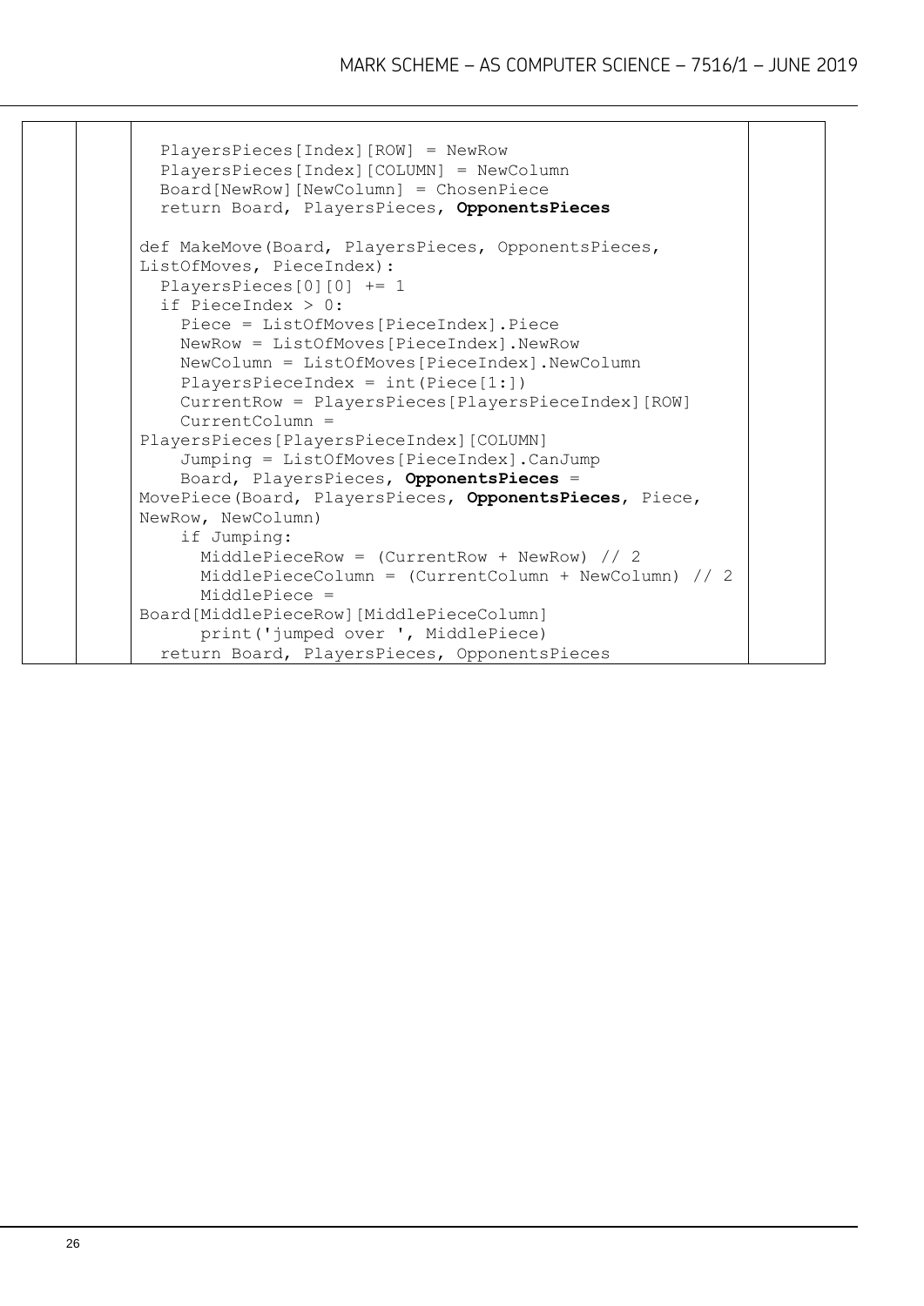```
  PlayersPieces[Index][ROW] = NewRow
  PlayersPieces[Index][COLUMN] = NewColumn
  Board[NewRow][NewColumn] = ChosenPiece
  return Board, PlayersPieces, OpponentsPieces

def MakeMove(Board, PlayersPieces, OpponentsPieces,
ListOfMoves, PieceIndex):
  PlayersPieces[0][0] += 1
  if PieceIndex > 0:
    Piece = ListOfMoves[PieceIndex].Piece
    NewRow = ListOfMoves[PieceIndex].NewRow
    NewColumn = ListOfMoves[PieceIndex].NewColumn
    PlayersPieceIndex = int(Piece[1:])
    CurrentRow = PlayersPieces[PlayersPieceIndex][ROW]
    CurrentColumn =
PlayersPieces[PlayersPieceIndex][COLUMN]
    Jumping = ListOfMoves[PieceIndex].CanJump
    Board, PlayersPieces, OpponentsPieces =
MovePiece(Board, PlayersPieces, OpponentsPieces, Piece,
NewRow, NewColumn)
    if Jumping:
      MiddlePieceRow = (CurrentRow + NewRow) // 2
      MiddlePieceColumn = (CurrentColumn + NewColumn) // 2
      MiddlePiece =
Board[MiddlePieceRow][MiddlePieceColumn]
      print('jumped over ', MiddlePiece)
  return Board, PlayersPieces, OpponentsPieces
```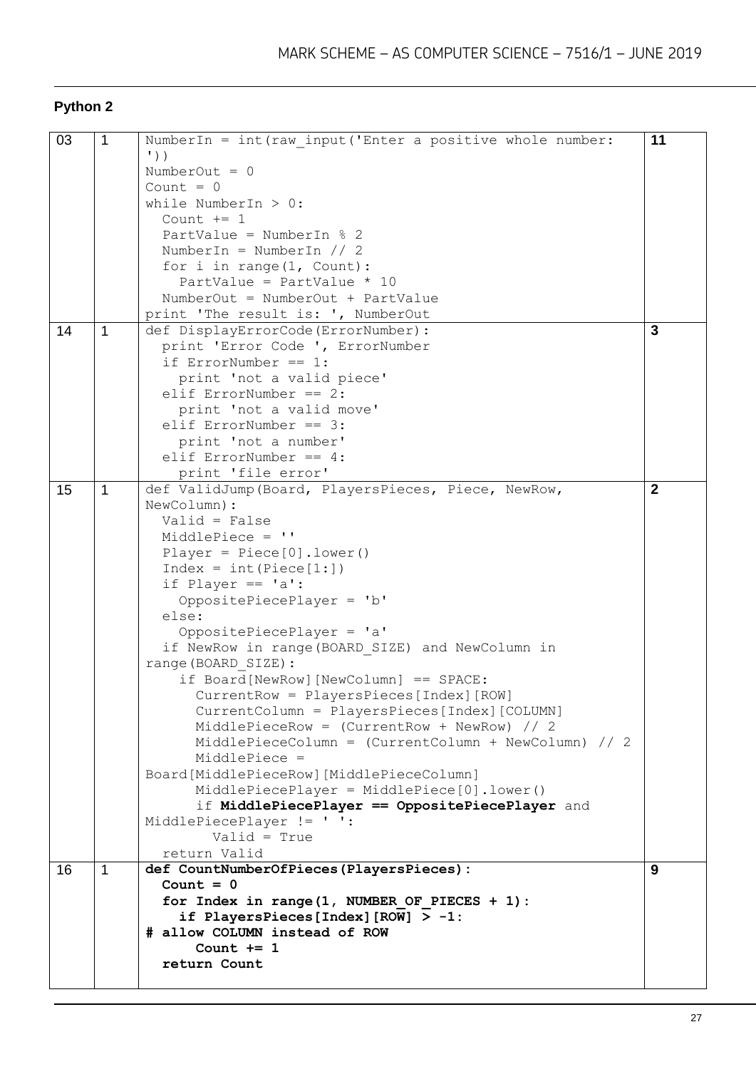## Python 2

| | | | |
|---|---|---|---|
| 03 | 1 | <pre>NumberIn = int(raw_input('Enter a positive whole number: '))<br>NumberOut = 0<br>Count = 0<br>while NumberIn > 0:<br>  Count += 1<br>  PartValue = NumberIn % 2<br>  NumberIn = NumberIn // 2<br>  for i in range(1, Count):<br>    PartValue = PartValue * 10<br>  NumberOut = NumberOut + PartValue<br>print 'The result is: ', NumberOut</pre> | **11** |
| 14 | 1 | <pre>def DisplayErrorCode(ErrorNumber):<br>  print 'Error Code ', ErrorNumber<br>  if ErrorNumber == 1:<br>    print 'not a valid piece'<br>  elif ErrorNumber == 2:<br>    print 'not a valid move'<br>  elif ErrorNumber == 3:<br>    print 'not a number'<br>  elif ErrorNumber == 4:<br>    print 'file error'</pre> | **3** |
| 15 | 1 | <pre>def ValidJump(Board, PlayersPieces, Piece, NewRow, NewColumn):<br>  Valid = False<br>  MiddlePiece = ''<br>  Player = Piece[0].lower()<br>  Index = int(Piece[1:])<br>  if Player == 'a':<br>    OppositePiecePlayer = 'b'<br>  else:<br>    OppositePiecePlayer = 'a'<br>  if NewRow in range(BOARD_SIZE) and NewColumn in range(BOARD_SIZE):<br>    if Board[NewRow][NewColumn] == SPACE:<br>      CurrentRow = PlayersPieces[Index][ROW]<br>      CurrentColumn = PlayersPieces[Index][COLUMN]<br>      MiddlePieceRow = (CurrentRow + NewRow) // 2<br>      MiddlePieceColumn = (CurrentColumn + NewColumn) // 2<br>      MiddlePiece = Board[MiddlePieceRow][MiddlePieceColumn]<br>      MiddlePiecePlayer = MiddlePiece[0].lower()<br>      if <b>MiddlePiecePlayer == OppositePiecePlayer</b> and MiddlePiecePlayer != ' ':<br>        Valid = True<br>  return Valid</pre> | **2** |
| 16 | 1 | <pre><b>def CountNumberOfPieces(PlayersPieces):<br>  Count = 0<br>  for Index in range(1, NUMBER_OF_PIECES + 1):<br>    if PlayersPieces[Index][ROW] > -1:<br># allow COLUMN instead of ROW<br>      Count += 1<br>  return Count</b></pre> | **9** |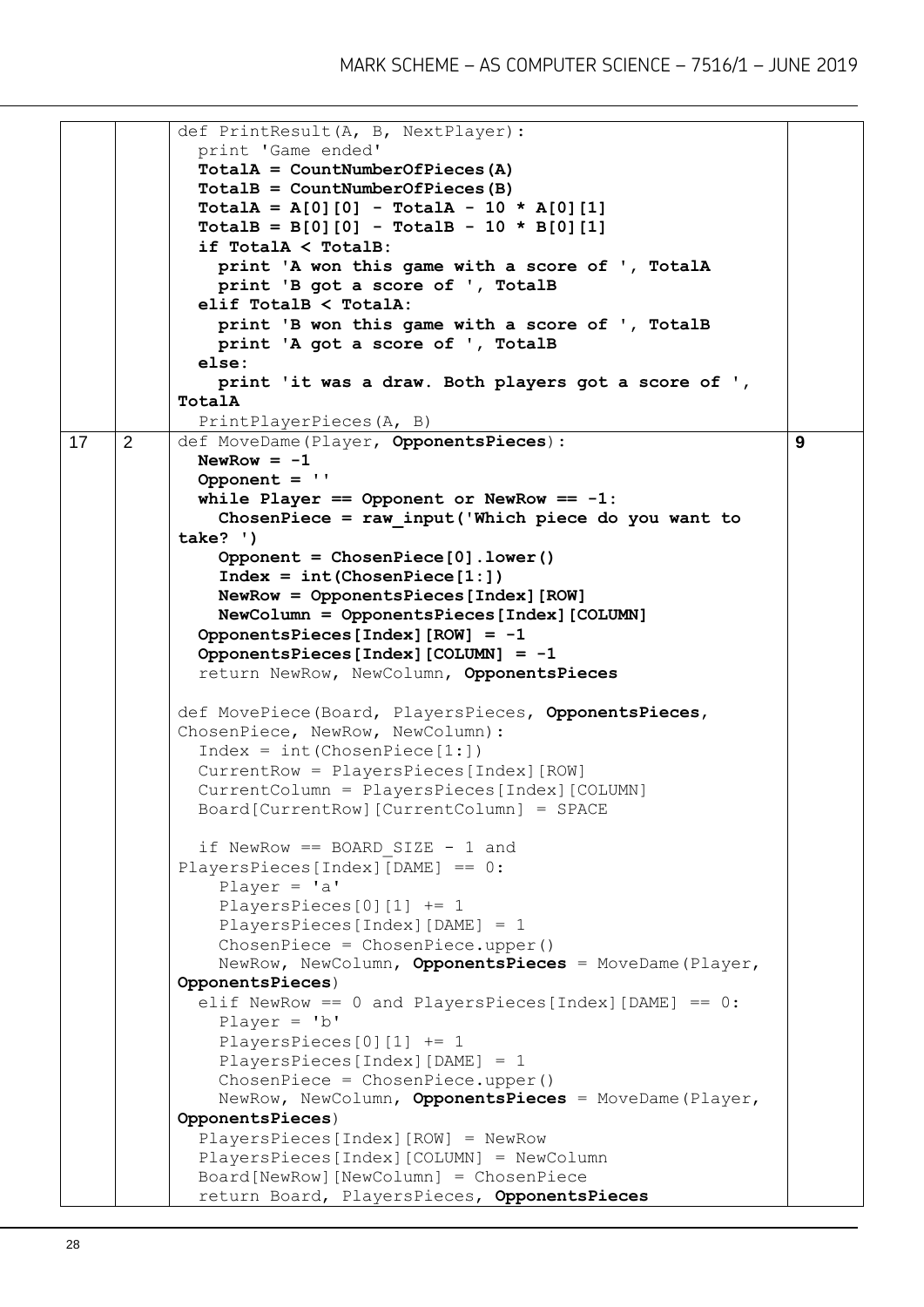| | | | |
|---|---|---|---|
| | | `def PrintResult(A, B, NextPlayer):`<br>`  print 'Game ended'`<br>`  **TotalA = CountNumberOfPieces(A)**`<br>`  **TotalB = CountNumberOfPieces(B)**`<br>`  **TotalA = A[0][0] - TotalA - 10 * A[0][1]**`<br>`  **TotalB = B[0][0] - TotalB - 10 * B[0][1]**`<br>`  **if TotalA < TotalB:**`<br>`    **print 'A won this game with a score of ', TotalA**`<br>`    **print 'B got a score of ', TotalB**`<br>`  **elif TotalB < TotalA:**`<br>`    **print 'B won this game with a score of ', TotalB**`<br>`    **print 'A got a score of ', TotalB**`<br>`  **else:**`<br>`    **print 'it was a draw. Both players got a score of ', TotalA**`<br>`  PrintPlayerPieces(A, B)` | |
| 17 | 2 | `def MoveDame(Player, **OpponentsPieces**):`<br>`  **NewRow = -1**`<br>`  **Opponent = ''**`<br>`  **while Player == Opponent or NewRow == -1:**`<br>`    **ChosenPiece = raw_input('Which piece do you want to take? ')**`<br>`    **Opponent = ChosenPiece[0].lower()**`<br>`    **Index = int(ChosenPiece[1:])**`<br>`    **NewRow = OpponentsPieces[Index][ROW]**`<br>`    **NewColumn = OpponentsPieces[Index][COLUMN]**`<br>`  **OpponentsPieces[Index][ROW] = -1**`<br>`  **OpponentsPieces[Index][COLUMN] = -1**`<br>`  return NewRow, NewColumn, **OpponentsPieces**`<br><br>`def MovePiece(Board, PlayersPieces, **OpponentsPieces**, ChosenPiece, NewRow, NewColumn):`<br>`  Index = int(ChosenPiece[1:])`<br>`  CurrentRow = PlayersPieces[Index][ROW]`<br>`  CurrentColumn = PlayersPieces[Index][COLUMN]`<br>`  Board[CurrentRow][CurrentColumn] = SPACE`<br><br>`  if NewRow == BOARD_SIZE - 1 and PlayersPieces[Index][DAME] == 0:`<br>`    Player = 'a'`<br>`    PlayersPieces[0][1] += 1`<br>`    PlayersPieces[Index][DAME] = 1`<br>`    ChosenPiece = ChosenPiece.upper()`<br>`    NewRow, NewColumn, **OpponentsPieces** = MoveDame(Player, **OpponentsPieces**)`<br>`  elif NewRow == 0 and PlayersPieces[Index][DAME] == 0:`<br>`    Player = 'b'`<br>`    PlayersPieces[0][1] += 1`<br>`    PlayersPieces[Index][DAME] = 1`<br>`    ChosenPiece = ChosenPiece.upper()`<br>`    NewRow, NewColumn, **OpponentsPieces** = MoveDame(Player, **OpponentsPieces**)`<br>`  PlayersPieces[Index][ROW] = NewRow`<br>`  PlayersPieces[Index][COLUMN] = NewColumn`<br>`  Board[NewRow][NewColumn] = ChosenPiece`<br>`  return Board, PlayersPieces, **OpponentsPieces**` | 9 |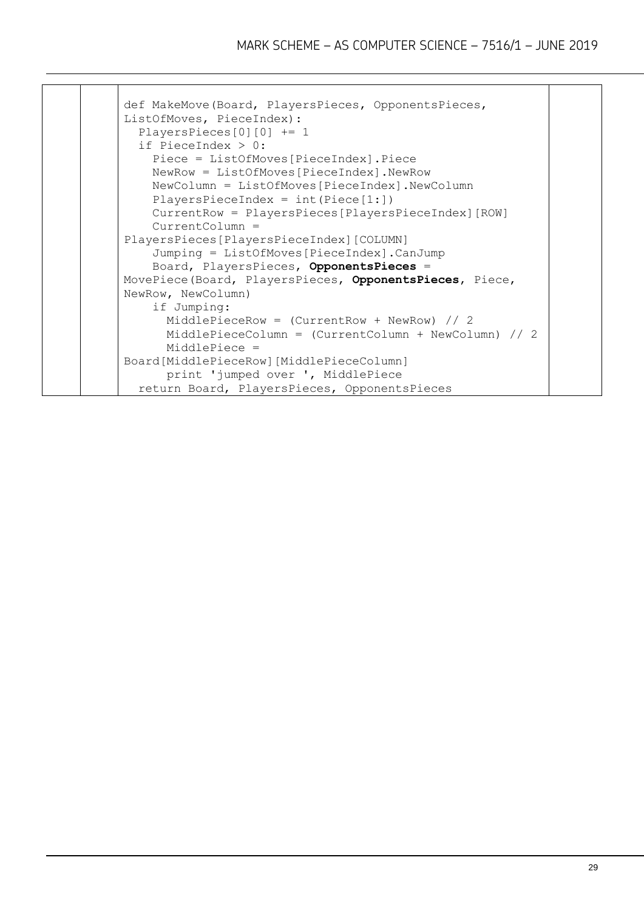```
def MakeMove(Board, PlayersPieces, OpponentsPieces,
ListOfMoves, PieceIndex):
  PlayersPieces[0][0] += 1
  if PieceIndex > 0:
    Piece = ListOfMoves[PieceIndex].Piece
    NewRow = ListOfMoves[PieceIndex].NewRow
    NewColumn = ListOfMoves[PieceIndex].NewColumn
    PlayersPieceIndex = int(Piece[1:])
    CurrentRow = PlayersPieces[PlayersPieceIndex][ROW]
    CurrentColumn =
PlayersPieces[PlayersPieceIndex][COLUMN]
    Jumping = ListOfMoves[PieceIndex].CanJump
    Board, PlayersPieces, OpponentsPieces =
MovePiece(Board, PlayersPieces, OpponentsPieces, Piece,
NewRow, NewColumn)
    if Jumping:
      MiddlePieceRow = (CurrentRow + NewRow) // 2
      MiddlePieceColumn = (CurrentColumn + NewColumn) // 2
      MiddlePiece =
Board[MiddlePieceRow][MiddlePieceColumn]
      print 'jumped over ', MiddlePiece
  return Board, PlayersPieces, OpponentsPieces
```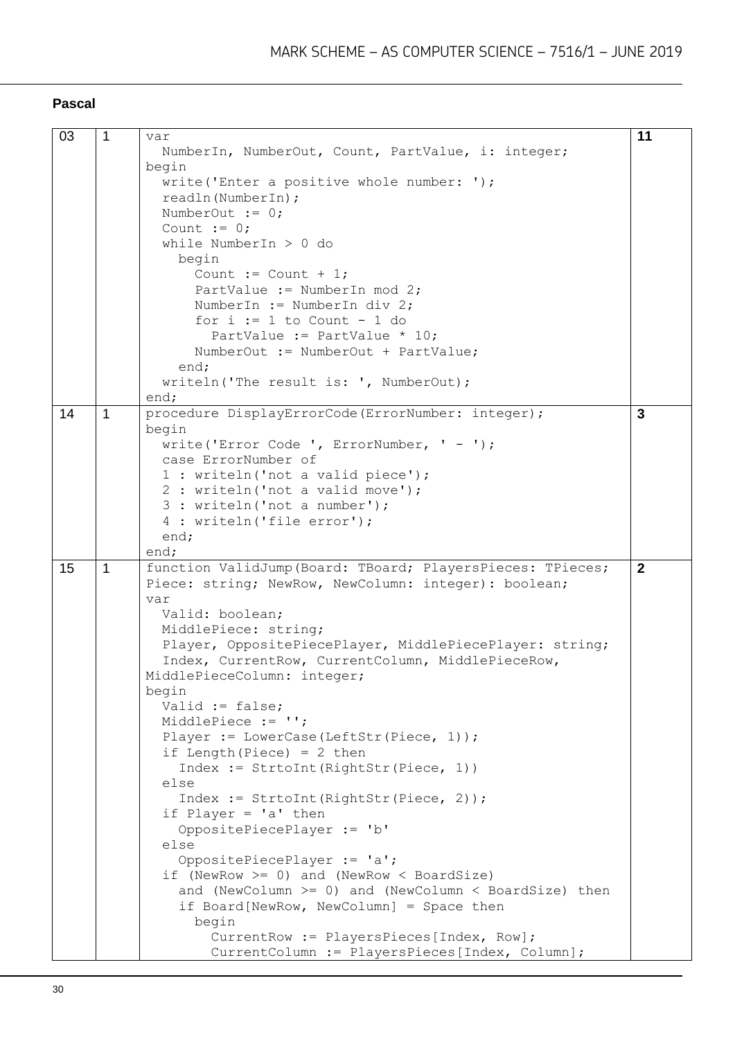**Pascal**

<table>
<tr>
<td>03</td>
<td>1</td>
<td>

```
var
  NumberIn, NumberOut, Count, PartValue, i: integer;
begin
  write('Enter a positive whole number: ');
  readln(NumberIn);
  NumberOut := 0;
  Count := 0;
  while NumberIn > 0 do
    begin
      Count := Count + 1;
      PartValue := NumberIn mod 2;
      NumberIn := NumberIn div 2;
      for i := 1 to Count - 1 do
        PartValue := PartValue * 10;
      NumberOut := NumberOut + PartValue;
    end;
  writeln('The result is: ', NumberOut);
end;
```

</td>
<td><b>11</b></td>
</tr>
<tr>
<td>14</td>
<td>1</td>
<td>

```
procedure DisplayErrorCode(ErrorNumber: integer);
begin
  write('Error Code ', ErrorNumber, ' - ');
  case ErrorNumber of
  1 : writeln('not a valid piece');
  2 : writeln('not a valid move');
  3 : writeln('not a number');
  4 : writeln('file error');
  end;
end;
```

</td>
<td><b>3</b></td>
</tr>
<tr>
<td>15</td>
<td>1</td>
<td>

```
function ValidJump(Board: TBoard; PlayersPieces: TPieces;
Piece: string; NewRow, NewColumn: integer): boolean;
var
  Valid: boolean;
  MiddlePiece: string;
  Player, OppositePiecePlayer, MiddlePiecePlayer: string;
  Index, CurrentRow, CurrentColumn, MiddlePieceRow,
MiddlePieceColumn: integer;
begin
  Valid := false;
  MiddlePiece := '';
  Player := LowerCase(LeftStr(Piece, 1));
  if Length(Piece) = 2 then
    Index := StrtoInt(RightStr(Piece, 1))
  else
    Index := StrtoInt(RightStr(Piece, 2));
  if Player = 'a' then
    OppositePiecePlayer := 'b'
  else
    OppositePiecePlayer := 'a';
  if (NewRow >= 0) and (NewRow < BoardSize)
    and (NewColumn >= 0) and (NewColumn < BoardSize) then
    if Board[NewRow, NewColumn] = Space then
      begin
        CurrentRow := PlayersPieces[Index, Row];
        CurrentColumn := PlayersPieces[Index, Column];
```

</td>
<td><b>2</b></td>
</tr>
</table>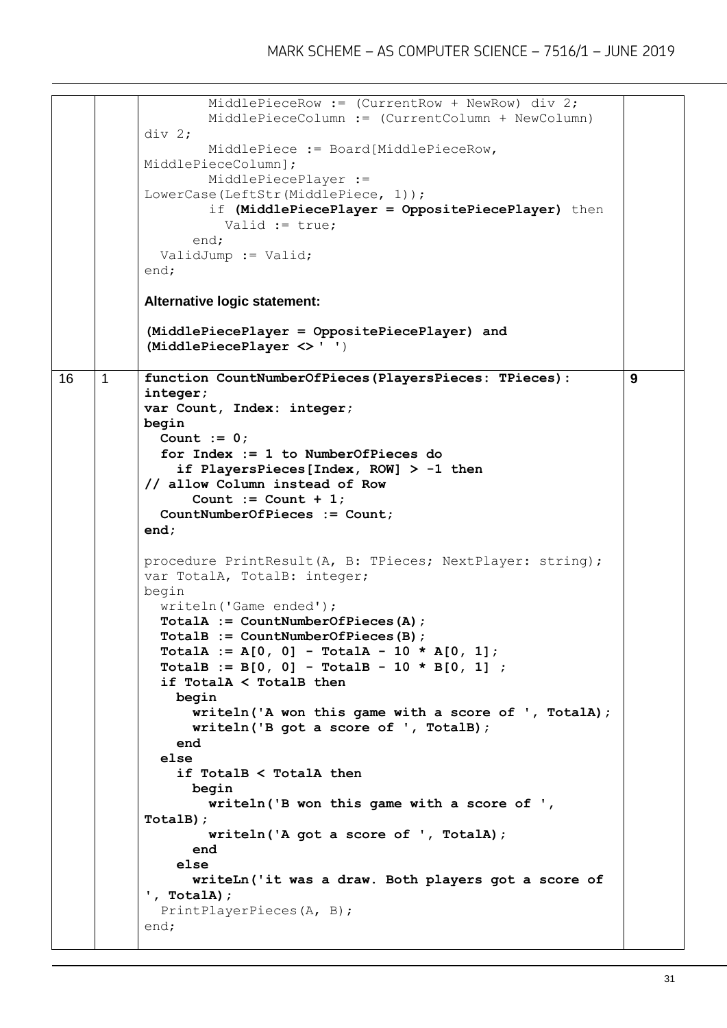| | | | |
|---|---|---|---|
| | | <pre>        MiddlePieceRow := (CurrentRow + NewRow) div 2;<br>        MiddlePieceColumn := (CurrentColumn + NewColumn) div 2;<br>        MiddlePiece := Board[MiddlePieceRow, MiddlePieceColumn];<br>        MiddlePiecePlayer := LowerCase(LeftStr(MiddlePiece, 1));<br>        if **(MiddlePiecePlayer = OppositePiecePlayer)** then<br>          Valid := true;<br>      end;<br>  ValidJump := Valid;<br>end;</pre> **Alternative logic statement:** **(MiddlePiecePlayer = OppositePiecePlayer) and (MiddlePiecePlayer <> ' ')** | |
| 16 | 1 | <pre>**function CountNumberOfPieces(PlayersPieces: TPieces): integer;**<br>**var Count, Index: integer;**<br>**begin**<br>**  Count := 0;**<br>**  for Index := 1 to NumberOfPieces do**<br>**    if PlayersPieces[Index, ROW] > -1 then**<br>**// allow Column instead of Row**<br>**      Count := Count + 1;**<br>**  CountNumberOfPieces := Count;**<br>**end;**<br><br>procedure PrintResult(A, B: TPieces; NextPlayer: string);<br>var TotalA, TotalB: integer;<br>begin<br>  writeln('Game ended');<br>**  TotalA := CountNumberOfPieces(A);**<br>**  TotalB := CountNumberOfPieces(B);**<br>**  TotalA := A[0, 0] - TotalA - 10 * A[0, 1];**<br>**  TotalB := B[0, 0] - TotalB - 10 * B[0, 1] ;**<br>**  if TotalA < TotalB then**<br>**    begin**<br>**      writeln('A won this game with a score of ', TotalA);**<br>**      writeln('B got a score of ', TotalB);**<br>**    end**<br>**  else**<br>**    if TotalB < TotalA then**<br>**      begin**<br>**        writeln('B won this game with a score of ', TotalB);**<br>**        writeln('A got a score of ', TotalA);**<br>**      end**<br>**    else**<br>**      writeLn('it was a draw. Both players got a score of ', TotalA);**<br>  PrintPlayerPieces(A, B);<br>end;</pre> | 9 |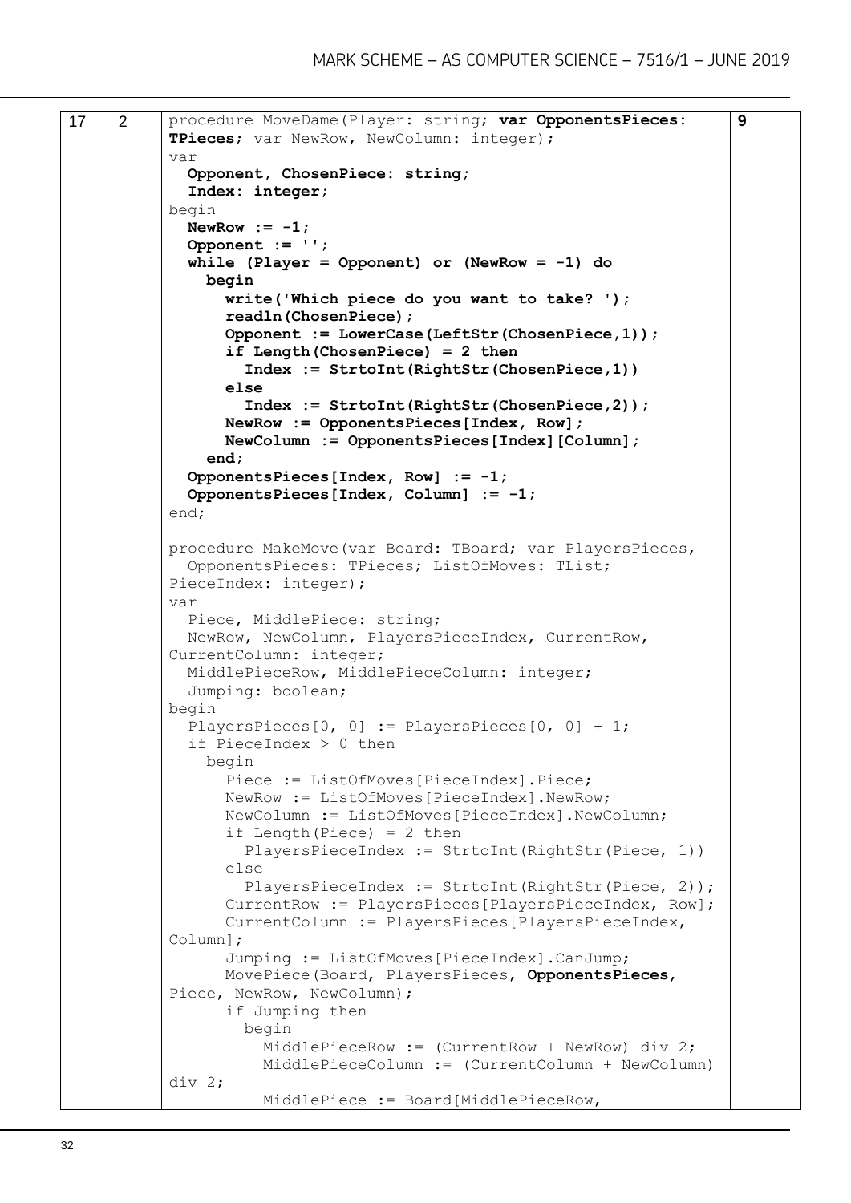| | | | |
|---|---|---|---|
| 17 | 2 | (code below) | 9 |

```
procedure MoveDame(Player: string; var OpponentsPieces:
TPieces; var NewRow, NewColumn: integer);
var
  Opponent, ChosenPiece: string;
  Index: integer;
begin
  NewRow := -1;
  Opponent := '';
  while (Player = Opponent) or (NewRow = -1) do
    begin
      write('Which piece do you want to take? ');
      readln(ChosenPiece);
      Opponent := LowerCase(LeftStr(ChosenPiece,1));
      if Length(ChosenPiece) = 2 then
        Index := StrtoInt(RightStr(ChosenPiece,1))
      else
        Index := StrtoInt(RightStr(ChosenPiece,2));
      NewRow := OpponentsPieces[Index, Row];
      NewColumn := OpponentsPieces[Index][Column];
    end;
  OpponentsPieces[Index, Row] := -1;
  OpponentsPieces[Index, Column] := -1;
end;

procedure MakeMove(var Board: TBoard; var PlayersPieces,
  OpponentsPieces: TPieces; ListOfMoves: TList;
PieceIndex: integer);
var
  Piece, MiddlePiece: string;
  NewRow, NewColumn, PlayersPieceIndex, CurrentRow,
CurrentColumn: integer;
  MiddlePieceRow, MiddlePieceColumn: integer;
  Jumping: boolean;
begin
  PlayersPieces[0, 0] := PlayersPieces[0, 0] + 1;
  if PieceIndex > 0 then
    begin
      Piece := ListOfMoves[PieceIndex].Piece;
      NewRow := ListOfMoves[PieceIndex].NewRow;
      NewColumn := ListOfMoves[PieceIndex].NewColumn;
      if Length(Piece) = 2 then
        PlayersPieceIndex := StrtoInt(RightStr(Piece, 1))
      else
        PlayersPieceIndex := StrtoInt(RightStr(Piece, 2));
      CurrentRow := PlayersPieces[PlayersPieceIndex, Row];
      CurrentColumn := PlayersPieces[PlayersPieceIndex,
Column];
      Jumping := ListOfMoves[PieceIndex].CanJump;
      MovePiece(Board, PlayersPieces, OpponentsPieces,
Piece, NewRow, NewColumn);
      if Jumping then
        begin
          MiddlePieceRow := (CurrentRow + NewRow) div 2;
          MiddlePieceColumn := (CurrentColumn + NewColumn)
div 2;
          MiddlePiece := Board[MiddlePieceRow,
```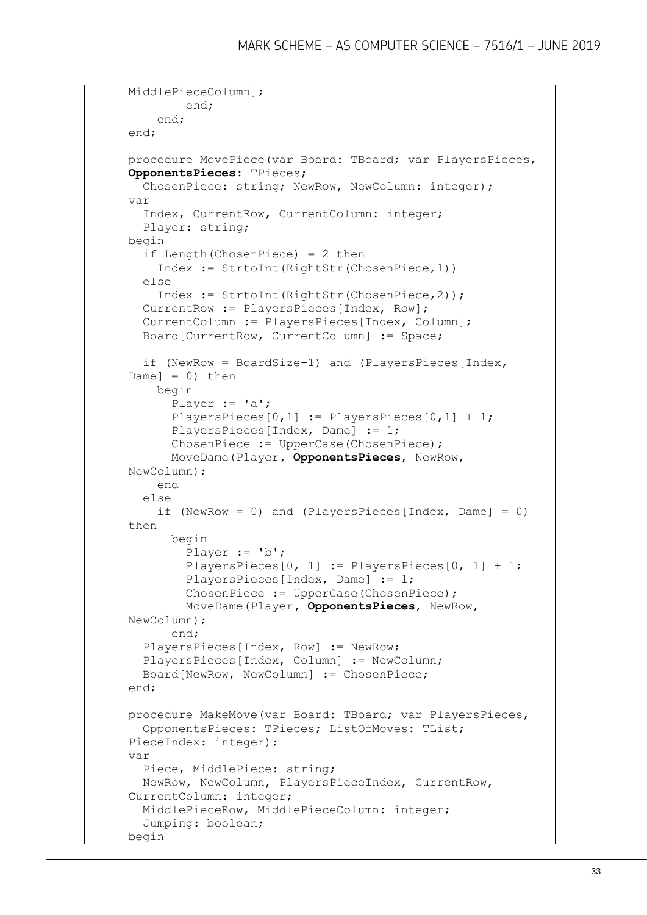```
MiddlePieceColumn];
        end;
    end;
end;

procedure MovePiece(var Board: TBoard; var PlayersPieces,
OpponentsPieces: TPieces;
  ChosenPiece: string; NewRow, NewColumn: integer);
var
  Index, CurrentRow, CurrentColumn: integer;
  Player: string;
begin
  if Length(ChosenPiece) = 2 then
    Index := StrtoInt(RightStr(ChosenPiece,1))
  else
    Index := StrtoInt(RightStr(ChosenPiece,2));
  CurrentRow := PlayersPieces[Index, Row];
  CurrentColumn := PlayersPieces[Index, Column];
  Board[CurrentRow, CurrentColumn] := Space;

  if (NewRow = BoardSize-1) and (PlayersPieces[Index,
Dame] = 0) then
    begin
      Player := 'a';
      PlayersPieces[0,1] := PlayersPieces[0,1] + 1;
      PlayersPieces[Index, Dame] := 1;
      ChosenPiece := UpperCase(ChosenPiece);
      MoveDame(Player, OpponentsPieces, NewRow,
NewColumn);
    end
  else
    if (NewRow = 0) and (PlayersPieces[Index, Dame] = 0)
then
      begin
        Player := 'b';
        PlayersPieces[0, 1] := PlayersPieces[0, 1] + 1;
        PlayersPieces[Index, Dame] := 1;
        ChosenPiece := UpperCase(ChosenPiece);
        MoveDame(Player, OpponentsPieces, NewRow,
NewColumn);
      end;
  PlayersPieces[Index, Row] := NewRow;
  PlayersPieces[Index, Column] := NewColumn;
  Board[NewRow, NewColumn] := ChosenPiece;
end;

procedure MakeMove(var Board: TBoard; var PlayersPieces,
  OpponentsPieces: TPieces; ListOfMoves: TList;
PieceIndex: integer);
var
  Piece, MiddlePiece: string;
  NewRow, NewColumn, PlayersPieceIndex, CurrentRow,
CurrentColumn: integer;
  MiddlePieceRow, MiddlePieceColumn: integer;
  Jumping: boolean;
begin
```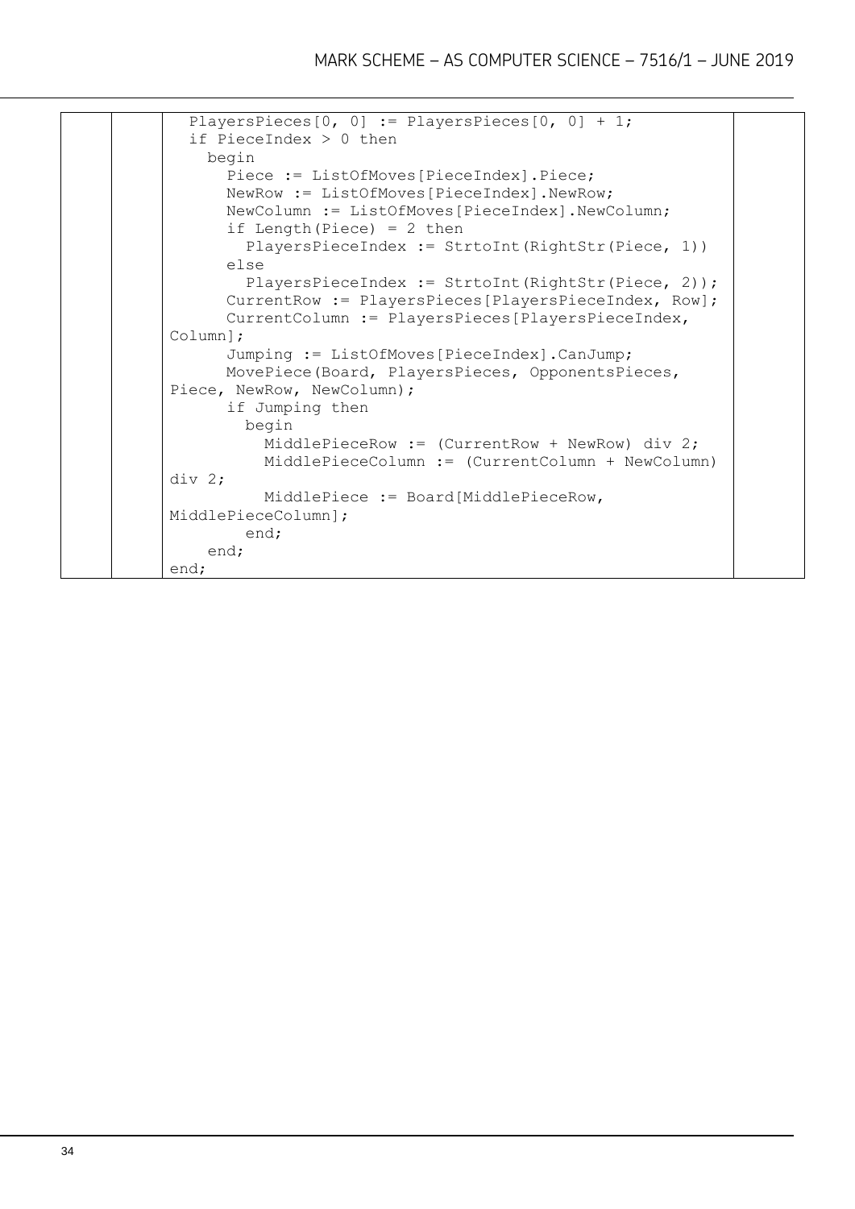```
  PlayersPieces[0, 0] := PlayersPieces[0, 0] + 1;
  if PieceIndex > 0 then
    begin
      Piece := ListOfMoves[PieceIndex].Piece;
      NewRow := ListOfMoves[PieceIndex].NewRow;
      NewColumn := ListOfMoves[PieceIndex].NewColumn;
      if Length(Piece) = 2 then
        PlayersPieceIndex := StrtoInt(RightStr(Piece, 1))
      else
        PlayersPieceIndex := StrtoInt(RightStr(Piece, 2));
      CurrentRow := PlayersPieces[PlayersPieceIndex, Row];
      CurrentColumn := PlayersPieces[PlayersPieceIndex,
Column];
      Jumping := ListOfMoves[PieceIndex].CanJump;
      MovePiece(Board, PlayersPieces, OpponentsPieces,
Piece, NewRow, NewColumn);
      if Jumping then
        begin
          MiddlePieceRow := (CurrentRow + NewRow) div 2;
          MiddlePieceColumn := (CurrentColumn + NewColumn)
div 2;
          MiddlePiece := Board[MiddlePieceRow,
MiddlePieceColumn];
        end;
    end;
end;
```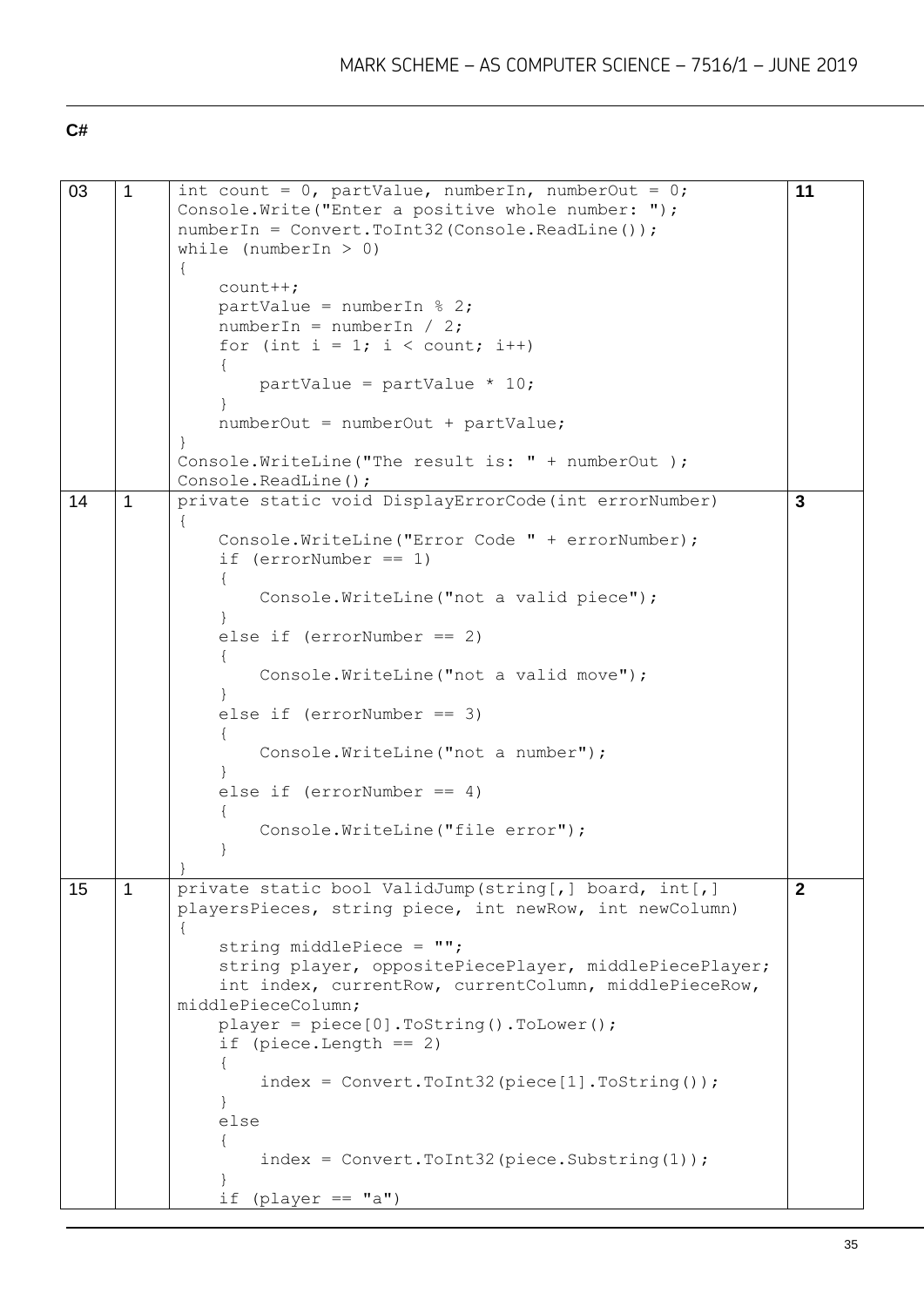**C#**

| | | | |
|---|---|---|---|
| 03 | 1 | `int count = 0, partValue, numberIn, numberOut = 0;`<br>`Console.Write("Enter a positive whole number: ");`<br>`numberIn = Convert.ToInt32(Console.ReadLine());`<br>`while (numberIn > 0)`<br>`{`<br>`    count++;`<br>`    partValue = numberIn % 2;`<br>`    numberIn = numberIn / 2;`<br>`    for (int i = 1; i < count; i++)`<br>`    {`<br>`        partValue = partValue * 10;`<br>`    }`<br>`    numberOut = numberOut + partValue;`<br>`}`<br>`Console.WriteLine("The result is: " + numberOut );`<br>`Console.ReadLine();` | **11** |
| 14 | 1 | `private static void DisplayErrorCode(int errorNumber)`<br>`{`<br>`    Console.WriteLine("Error Code " + errorNumber);`<br>`    if (errorNumber == 1)`<br>`    {`<br>`        Console.WriteLine("not a valid piece");`<br>`    }`<br>`    else if (errorNumber == 2)`<br>`    {`<br>`        Console.WriteLine("not a valid move");`<br>`    }`<br>`    else if (errorNumber == 3)`<br>`    {`<br>`        Console.WriteLine("not a number");`<br>`    }`<br>`    else if (errorNumber == 4)`<br>`    {`<br>`        Console.WriteLine("file error");`<br>`    }`<br>`}` | **3** |
| 15 | 1 | `private static bool ValidJump(string[,] board, int[,] playersPieces, string piece, int newRow, int newColumn)`<br>`{`<br>`    string middlePiece = "";`<br>`    string player, oppositePiecePlayer, middlePiecePlayer;`<br>`    int index, currentRow, currentColumn, middlePieceRow, middlePieceColumn;`<br>`    player = piece[0].ToString().ToLower();`<br>`    if (piece.Length == 2)`<br>`    {`<br>`        index = Convert.ToInt32(piece[1].ToString());`<br>`    }`<br>`    else`<br>`    {`<br>`        index = Convert.ToInt32(piece.Substring(1));`<br>`    }`<br>`    if (player == "a")` | **2** |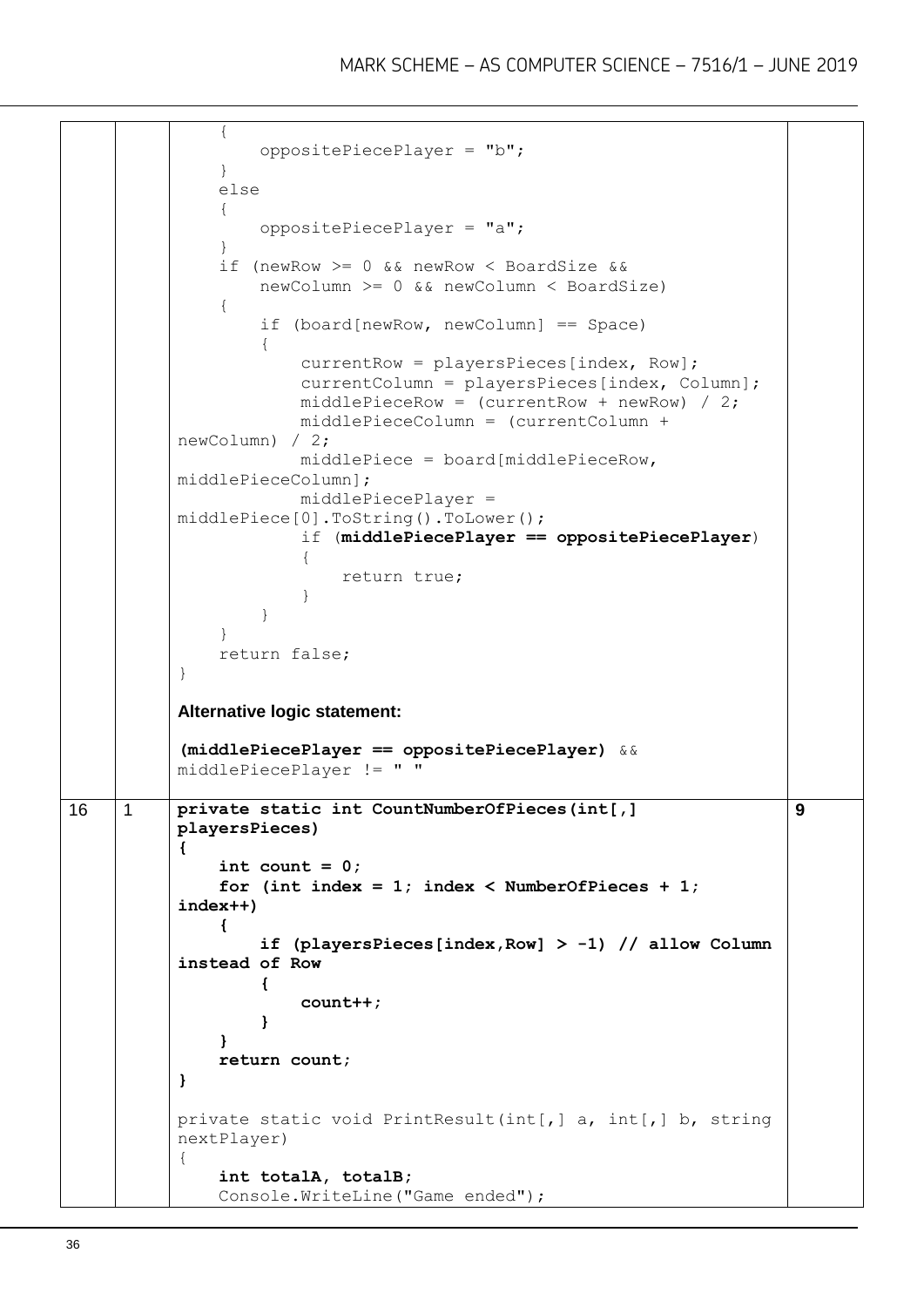| | | | |
|---|---|---|---|
| | | ```<br>    {<br>        oppositePiecePlayer = "b";<br>    }<br>    else<br>    {<br>        oppositePiecePlayer = "a";<br>    }<br>    if (newRow >= 0 && newRow < BoardSize &&<br>        newColumn >= 0 && newColumn < BoardSize)<br>    {<br>        if (board[newRow, newColumn] == Space)<br>        {<br>            currentRow = playersPieces[index, Row];<br>            currentColumn = playersPieces[index, Column];<br>            middlePieceRow = (currentRow + newRow) / 2;<br>            middlePieceColumn = (currentColumn +<br>newColumn) / 2;<br>            middlePiece = board[middlePieceRow,<br>middlePieceColumn];<br>            middlePiecePlayer =<br>middlePiece[0].ToString().ToLower();<br>            if (middlePiecePlayer == oppositePiecePlayer)<br>            {<br>                return true;<br>            }<br>        }<br>    }<br>    return false;<br>}<br>```<br>**Alternative logic statement:**<br>**(middlePiecePlayer == oppositePiecePlayer)** && middlePiecePlayer != " " | |
| 16 | 1 | ```<br>private static int CountNumberOfPieces(int[,]<br>playersPieces)<br>{<br>    int count = 0;<br>    for (int index = 1; index < NumberOfPieces + 1;<br>index++)<br>    {<br>        if (playersPieces[index,Row] > -1) // allow Column<br>instead of Row<br>        {<br>            count++;<br>        }<br>    }<br>    return count;<br>}<br><br>private static void PrintResult(int[,] a, int[,] b, string<br>nextPlayer)<br>{<br>    int totalA, totalB;<br>    Console.WriteLine("Game ended");<br>``` | 9 |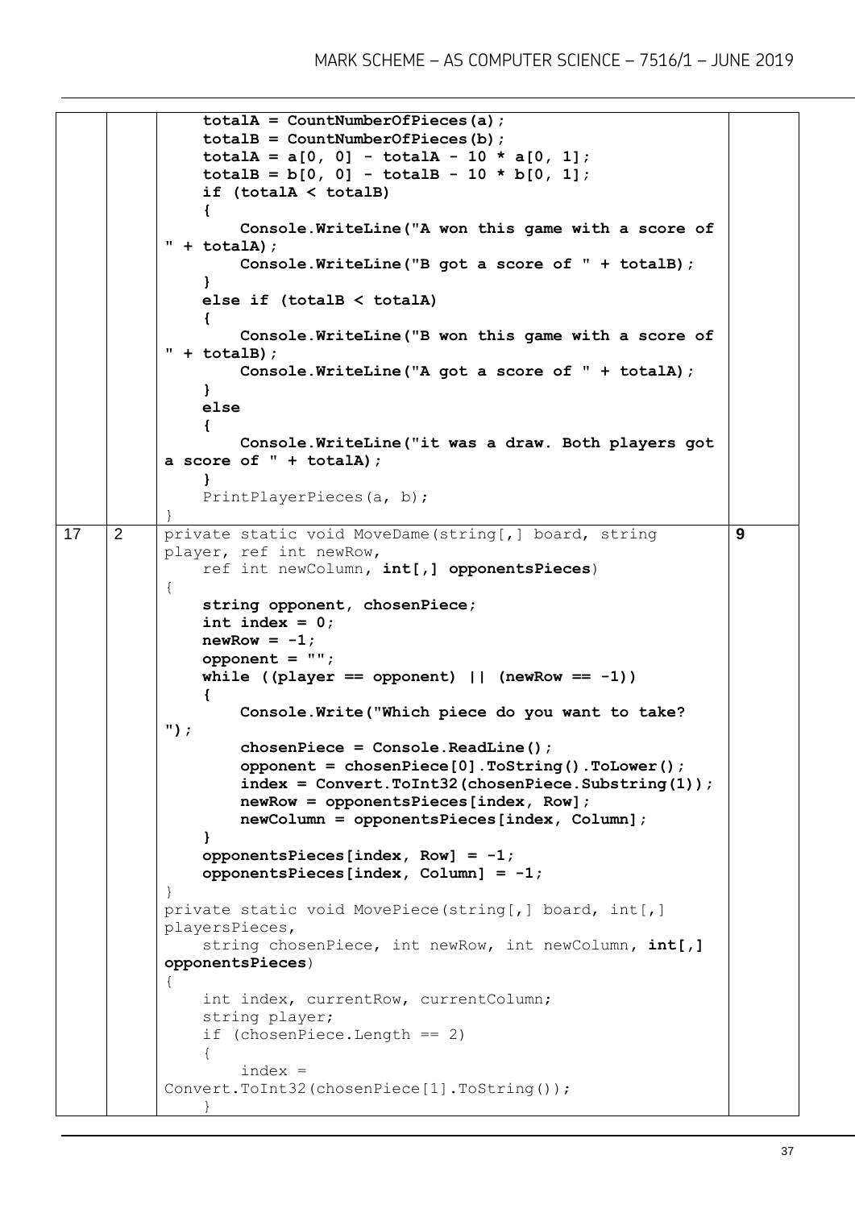|  |  |  |  |
|---|---|---|---|
|  |  | ```
    totalA = CountNumberOfPieces(a);
    totalB = CountNumberOfPieces(b);
    totalA = a[0, 0] - totalA - 10 * a[0, 1];
    totalB = b[0, 0] - totalB - 10 * b[0, 1];
    if (totalA < totalB)
    {
        Console.WriteLine("A won this game with a score of " + totalA);
        Console.WriteLine("B got a score of " + totalB);
    }
    else if (totalB < totalA)
    {
        Console.WriteLine("B won this game with a score of " + totalB);
        Console.WriteLine("A got a score of " + totalA);
    }
    else
    {
        Console.WriteLine("it was a draw. Both players got a score of " + totalA);
    }
    PrintPlayerPieces(a, b);
}
``` |  |
| 17 | 2 | ```
private static void MoveDame(string[,] board, string player, ref int newRow,
    ref int newColumn, int[,] opponentsPieces)
{
    string opponent, chosenPiece;
    int index = 0;
    newRow = -1;
    opponent = "";
    while ((player == opponent) || (newRow == -1))
    {
        Console.Write("Which piece do you want to take? ");
        chosenPiece = Console.ReadLine();
        opponent = chosenPiece[0].ToString().ToLower();
        index = Convert.ToInt32(chosenPiece.Substring(1));
        newRow = opponentsPieces[index, Row];
        newColumn = opponentsPieces[index, Column];
    }
    opponentsPieces[index, Row] = -1;
    opponentsPieces[index, Column] = -1;
}
private static void MovePiece(string[,] board, int[,] playersPieces,
    string chosenPiece, int newRow, int newColumn, int[,] opponentsPieces)
{
    int index, currentRow, currentColumn;
    string player;
    if (chosenPiece.Length == 2)
    {
        index = Convert.ToInt32(chosenPiece[1].ToString());
    }
``` | 9 |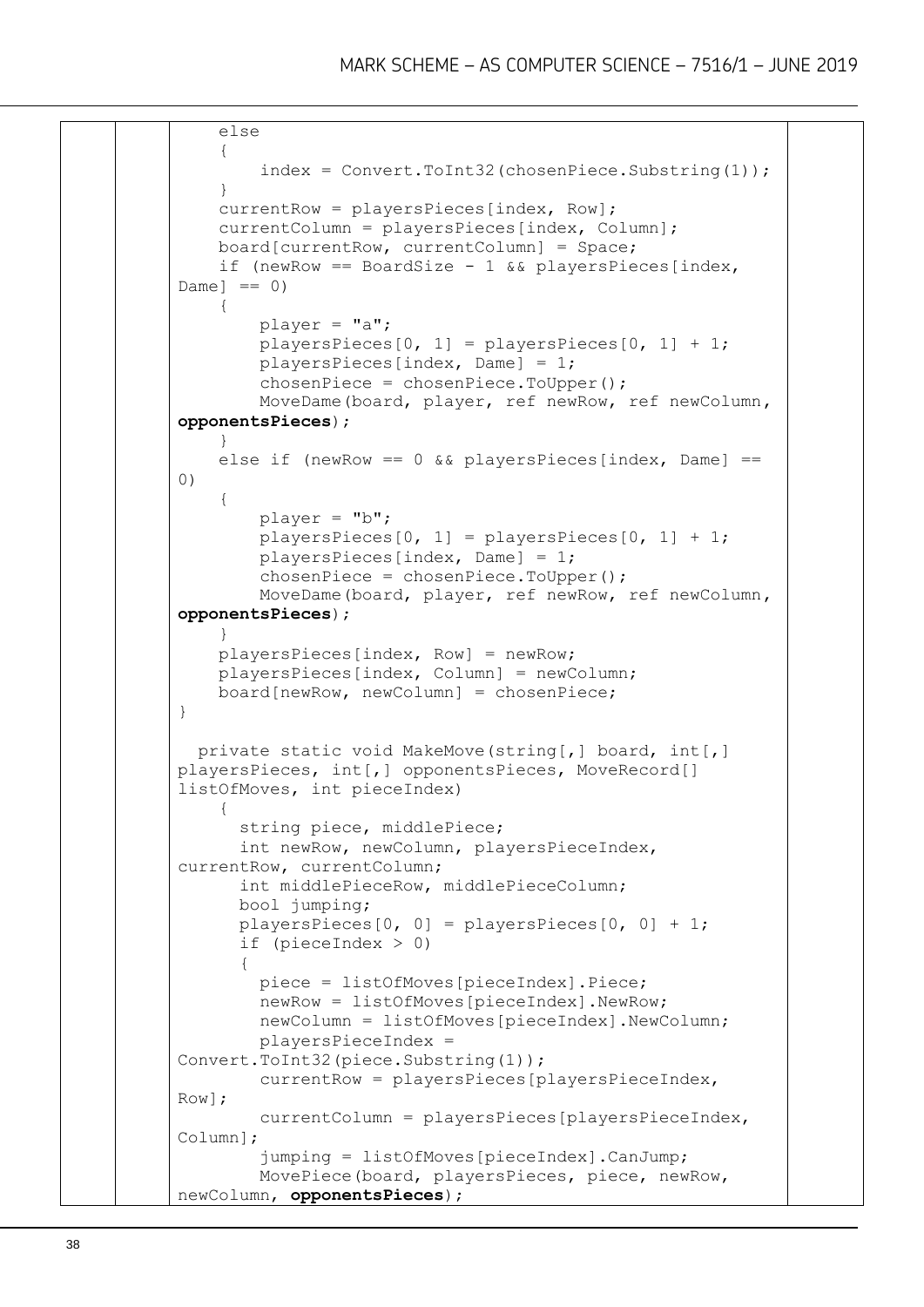```
    else
    {
        index = Convert.ToInt32(chosenPiece.Substring(1));
    }
    currentRow = playersPieces[index, Row];
    currentColumn = playersPieces[index, Column];
    board[currentRow, currentColumn] = Space;
    if (newRow == BoardSize - 1 && playersPieces[index, Dame] == 0)
    {
        player = "a";
        playersPieces[0, 1] = playersPieces[0, 1] + 1;
        playersPieces[index, Dame] = 1;
        chosenPiece = chosenPiece.ToUpper();
        MoveDame(board, player, ref newRow, ref newColumn, opponentsPieces);
    }
    else if (newRow == 0 && playersPieces[index, Dame] == 0)
    {
        player = "b";
        playersPieces[0, 1] = playersPieces[0, 1] + 1;
        playersPieces[index, Dame] = 1;
        chosenPiece = chosenPiece.ToUpper();
        MoveDame(board, player, ref newRow, ref newColumn, opponentsPieces);
    }
    playersPieces[index, Row] = newRow;
    playersPieces[index, Column] = newColumn;
    board[newRow, newColumn] = chosenPiece;
}

  private static void MakeMove(string[,] board, int[,] playersPieces, int[,] opponentsPieces, MoveRecord[] listOfMoves, int pieceIndex)
    {
      string piece, middlePiece;
      int newRow, newColumn, playersPieceIndex, currentRow, currentColumn;
      int middlePieceRow, middlePieceColumn;
      bool jumping;
      playersPieces[0, 0] = playersPieces[0, 0] + 1;
      if (pieceIndex > 0)
      {
        piece = listOfMoves[pieceIndex].Piece;
        newRow = listOfMoves[pieceIndex].NewRow;
        newColumn = listOfMoves[pieceIndex].NewColumn;
        playersPieceIndex = Convert.ToInt32(piece.Substring(1));
        currentRow = playersPieces[playersPieceIndex, Row];
        currentColumn = playersPieces[playersPieceIndex, Column];
        jumping = listOfMoves[pieceIndex].CanJump;
        MovePiece(board, playersPieces, piece, newRow, newColumn, opponentsPieces);
```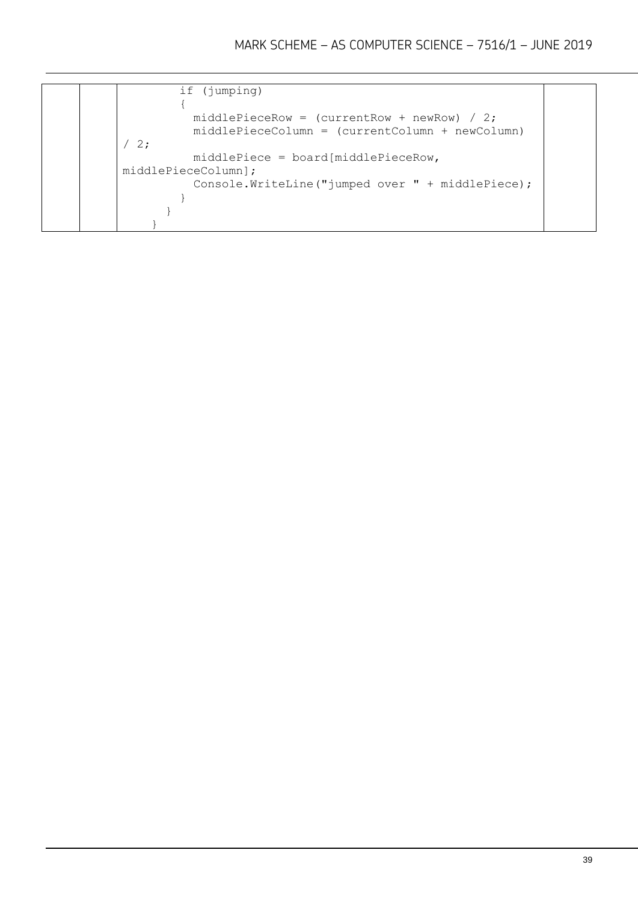```
        if (jumping)
        {
          middlePieceRow = (currentRow + newRow) / 2;
          middlePieceColumn = (currentColumn + newColumn) / 2;
          middlePiece = board[middlePieceRow, middlePieceColumn];
          Console.WriteLine("jumped over " + middlePiece);
        }
      }
    }
```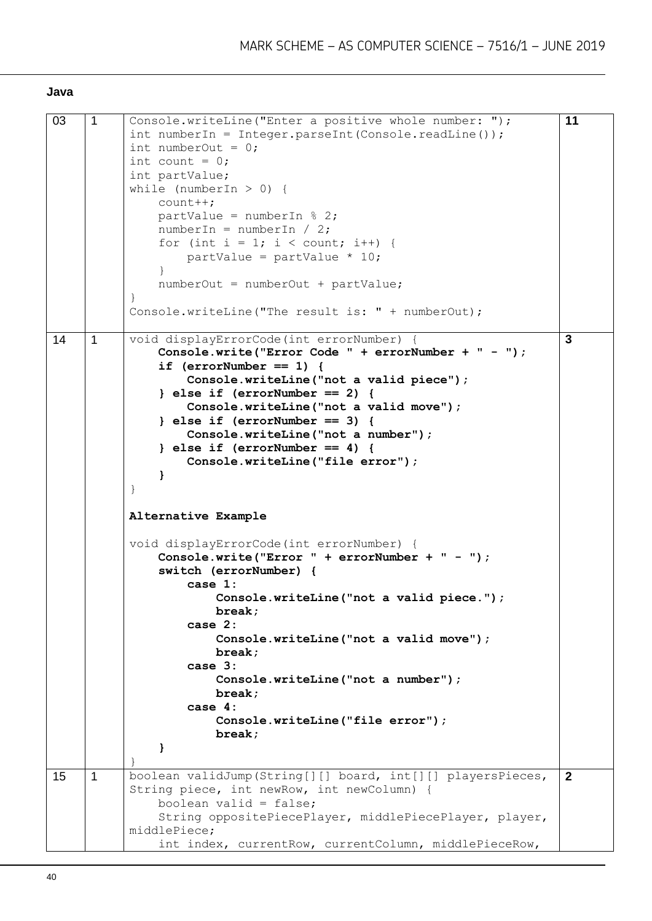**Java**

| | | | |
|---|---|---|---|
| 03 | 1 | <pre>Console.writeLine("Enter a positive whole number: ");<br>int numberIn = Integer.parseInt(Console.readLine());<br>int numberOut = 0;<br>int count = 0;<br>int partValue;<br>while (numberIn > 0) {<br>    count++;<br>    partValue = numberIn % 2;<br>    numberIn = numberIn / 2;<br>    for (int i = 1; i < count; i++) {<br>        partValue = partValue * 10;<br>    }<br>    numberOut = numberOut + partValue;<br>}<br>Console.writeLine("The result is: " + numberOut);</pre> | **11** |
| 14 | 1 | <pre>void displayErrorCode(int errorNumber) {<br>    **Console.write("Error Code " + errorNumber + " - ");**<br>    **if (errorNumber == 1) {**<br>        **Console.writeLine("not a valid piece");**<br>    **} else if (errorNumber == 2) {**<br>        **Console.writeLine("not a valid move");**<br>    **} else if (errorNumber == 3) {**<br>        **Console.writeLine("not a number");**<br>    **} else if (errorNumber == 4) {**<br>        **Console.writeLine("file error");**<br>    **}**<br>}</pre><br>**Alternative Example**<br><pre>void displayErrorCode(int errorNumber) {<br>    **Console.write("Error " + errorNumber + " - ");**<br>    **switch (errorNumber) {**<br>        **case 1:**<br>            **Console.writeLine("not a valid piece.");**<br>            **break;**<br>        **case 2:**<br>            **Console.writeLine("not a valid move");**<br>            **break;**<br>        **case 3:**<br>            **Console.writeLine("not a number");**<br>            **break;**<br>        **case 4:**<br>            **Console.writeLine("file error");**<br>            **break;**<br>    **}**<br>}</pre> | **3** |
| 15 | 1 | <pre>boolean validJump(String[][] board, int[][] playersPieces,<br>String piece, int newRow, int newColumn) {<br>    boolean valid = false;<br>    String oppositePiecePlayer, middlePiecePlayer, player,<br>middlePiece;<br>    int index, currentRow, currentColumn, middlePieceRow,</pre> | **2** |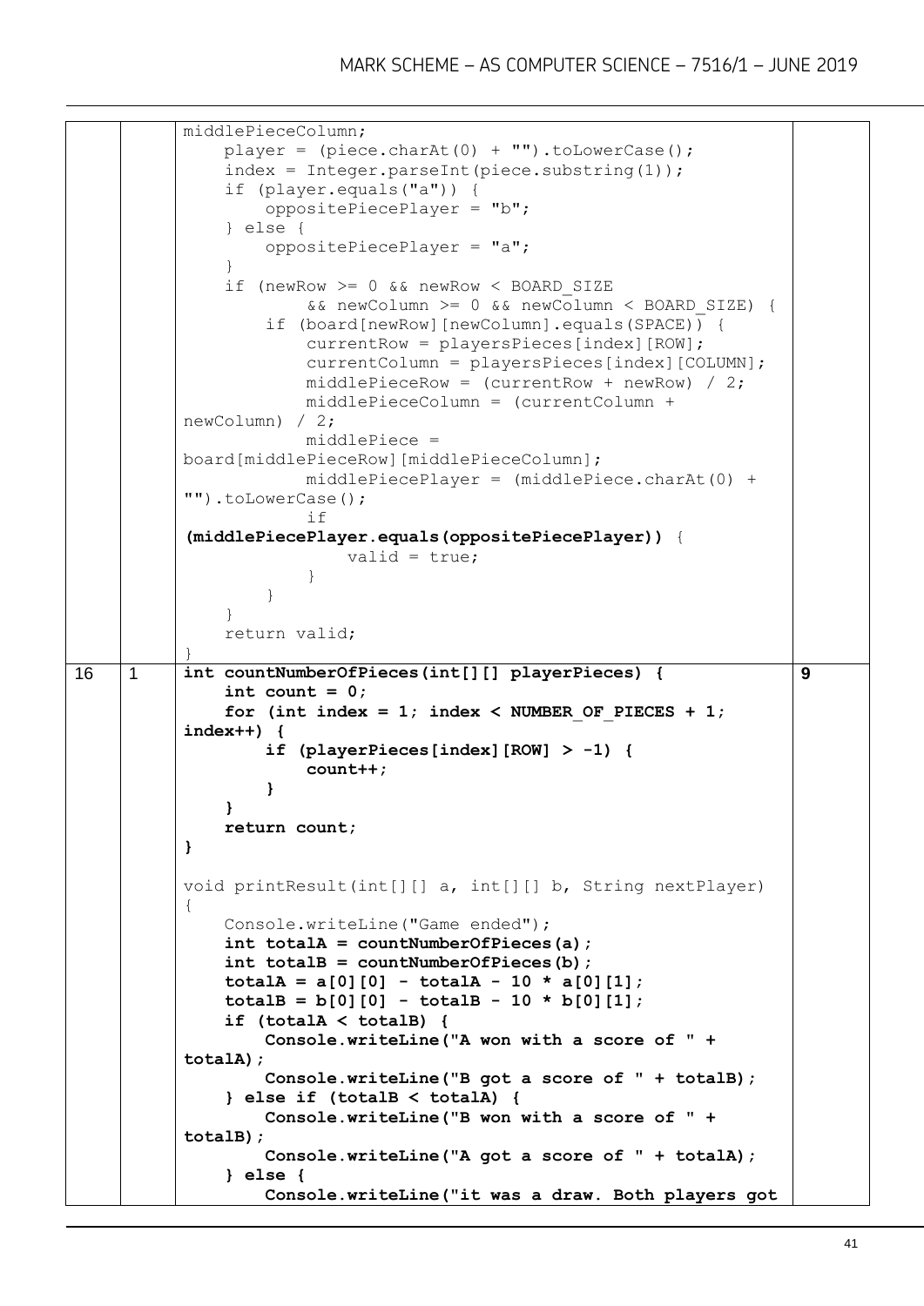| | | | |
|---|---|---|---|
| | | ```middlePieceColumn;<br>    player = (piece.charAt(0) + "").toLowerCase();<br>    index = Integer.parseInt(piece.substring(1));<br>    if (player.equals("a")) {<br>        oppositePiecePlayer = "b";<br>    } else {<br>        oppositePiecePlayer = "a";<br>    }<br>    if (newRow >= 0 && newRow < BOARD_SIZE<br>            && newColumn >= 0 && newColumn < BOARD_SIZE) {<br>        if (board[newRow][newColumn].equals(SPACE)) {<br>            currentRow = playersPieces[index][ROW];<br>            currentColumn = playersPieces[index][COLUMN];<br>            middlePieceRow = (currentRow + newRow) / 2;<br>            middlePieceColumn = (currentColumn +<br>newColumn) / 2;<br>            middlePiece =<br>board[middlePieceRow][middlePieceColumn];<br>            middlePiecePlayer = (middlePiece.charAt(0) +<br>"").toLowerCase();<br>            if<br>(middlePiecePlayer.equals(oppositePiecePlayer)) {<br>                valid = true;<br>            }<br>        }<br>    }<br>    return valid;<br>}``` | |
| 16 | 1 | **int countNumberOfPieces(int[][] playerPieces) {**<br>**    int count = 0;**<br>**    for (int index = 1; index < NUMBER_OF_PIECES + 1;**<br>**index++) {**<br>**        if (playerPieces[index][ROW] > -1) {**<br>**            count++;**<br>**        }**<br>**    }**<br>**    return count;**<br>**}**<br><br>void printResult(int[][] a, int[][] b, String nextPlayer)<br>{<br>    Console.writeLine("Game ended");<br>**    int totalA = countNumberOfPieces(a);**<br>**    int totalB = countNumberOfPieces(b);**<br>**    totalA = a[0][0] - totalA - 10 * a[0][1];**<br>**    totalB = b[0][0] - totalB - 10 * b[0][1];**<br>**    if (totalA < totalB) {**<br>**        Console.writeLine("A won with a score of " +**<br>**totalA);**<br>**        Console.writeLine("B got a score of " + totalB);**<br>**    } else if (totalB < totalA) {**<br>**        Console.writeLine("B won with a score of " +**<br>**totalB);**<br>**        Console.writeLine("A got a score of " + totalA);**<br>**    } else {**<br>**        Console.writeLine("it was a draw. Both players got** | 9 |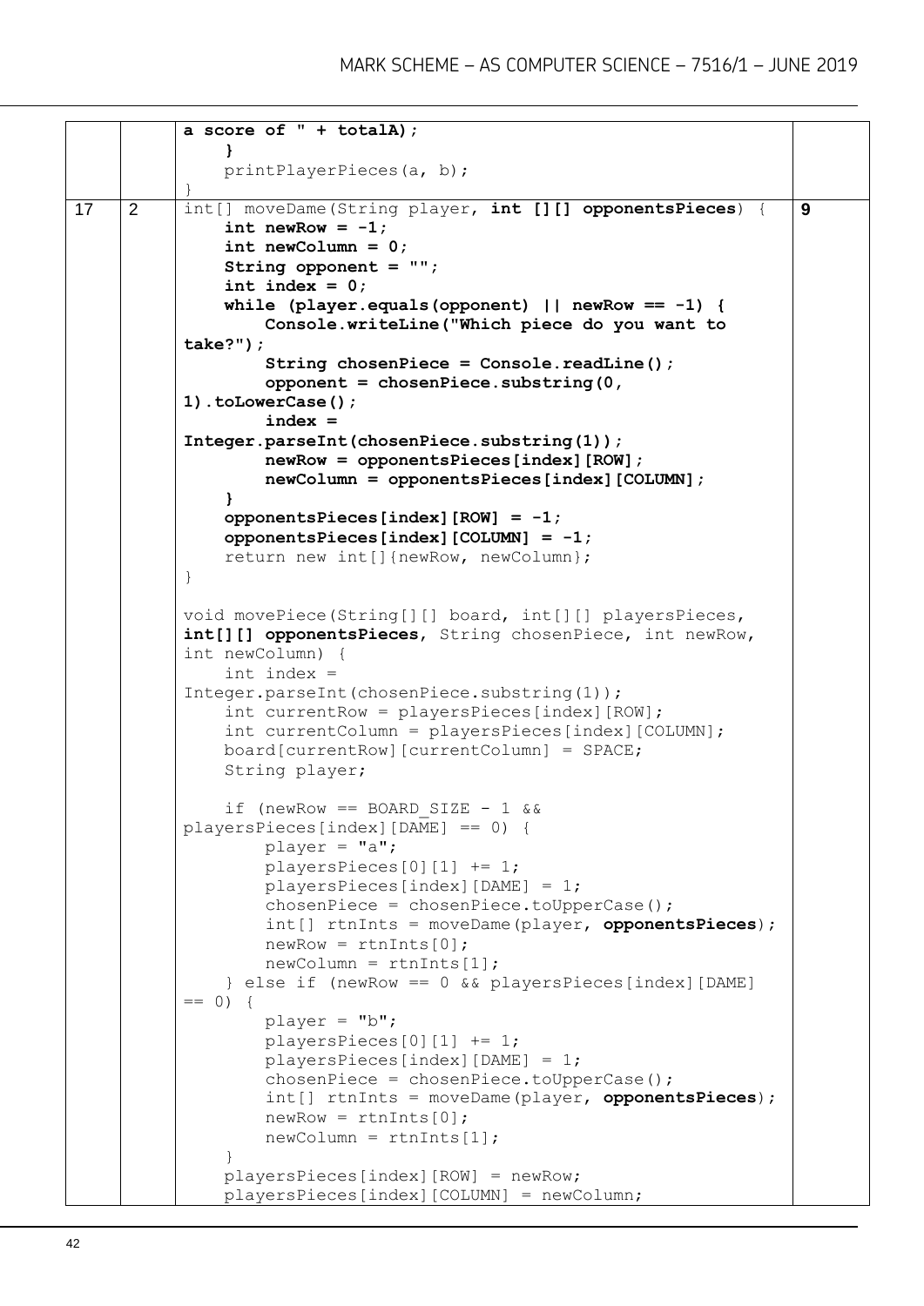| | | | |
|---|---|---|---|
| | | `a score of " + totalA);`<br>`    }`<br>`    printPlayerPieces(a, b);`<br>`}` | |
| 17 | 2 | (code below) | 9 |

```
int[] moveDame(String player, int [][] opponentsPieces) {
    int newRow = -1;
    int newColumn = 0;
    String opponent = "";
    int index = 0;
    while (player.equals(opponent) || newRow == -1) {
        Console.writeLine("Which piece do you want to
take?");
        String chosenPiece = Console.readLine();
        opponent = chosenPiece.substring(0,
1).toLowerCase();
        index =
Integer.parseInt(chosenPiece.substring(1));
        newRow = opponentsPieces[index][ROW];
        newColumn = opponentsPieces[index][COLUMN];
    }
    opponentsPieces[index][ROW] = -1;
    opponentsPieces[index][COLUMN] = -1;
    return new int[]{newRow, newColumn};
}

void movePiece(String[][] board, int[][] playersPieces,
int[][] opponentsPieces, String chosenPiece, int newRow,
int newColumn) {
    int index =
Integer.parseInt(chosenPiece.substring(1));
    int currentRow = playersPieces[index][ROW];
    int currentColumn = playersPieces[index][COLUMN];
    board[currentRow][currentColumn] = SPACE;
    String player;

    if (newRow == BOARD_SIZE - 1 &&
playersPieces[index][DAME] == 0) {
        player = "a";
        playersPieces[0][1] += 1;
        playersPieces[index][DAME] = 1;
        chosenPiece = chosenPiece.toUpperCase();
        int[] rtnInts = moveDame(player, opponentsPieces);
        newRow = rtnInts[0];
        newColumn = rtnInts[1];
    } else if (newRow == 0 && playersPieces[index][DAME]
== 0) {
        player = "b";
        playersPieces[0][1] += 1;
        playersPieces[index][DAME] = 1;
        chosenPiece = chosenPiece.toUpperCase();
        int[] rtnInts = moveDame(player, opponentsPieces);
        newRow = rtnInts[0];
        newColumn = rtnInts[1];
    }
    playersPieces[index][ROW] = newRow;
    playersPieces[index][COLUMN] = newColumn;
```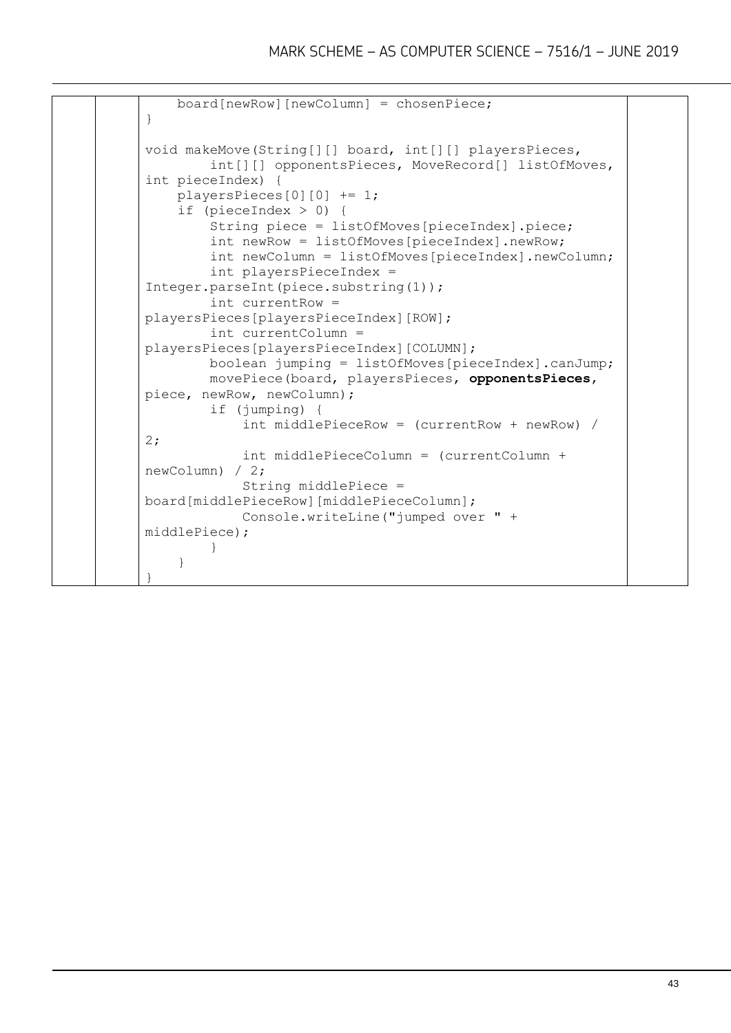```
    board[newRow][newColumn] = chosenPiece;
}

void makeMove(String[][] board, int[][] playersPieces,
        int[][] opponentsPieces, MoveRecord[] listOfMoves,
int pieceIndex) {
    playersPieces[0][0] += 1;
    if (pieceIndex > 0) {
        String piece = listOfMoves[pieceIndex].piece;
        int newRow = listOfMoves[pieceIndex].newRow;
        int newColumn = listOfMoves[pieceIndex].newColumn;
        int playersPieceIndex =
Integer.parseInt(piece.substring(1));
        int currentRow =
playersPieces[playersPieceIndex][ROW];
        int currentColumn =
playersPieces[playersPieceIndex][COLUMN];
        boolean jumping = listOfMoves[pieceIndex].canJump;
        movePiece(board, playersPieces, opponentsPieces,
piece, newRow, newColumn);
        if (jumping) {
            int middlePieceRow = (currentRow + newRow) /
2;
            int middlePieceColumn = (currentColumn +
newColumn) / 2;
            String middlePiece =
board[middlePieceRow][middlePieceColumn];
            Console.writeLine("jumped over " +
middlePiece);
        }
    }
}
```